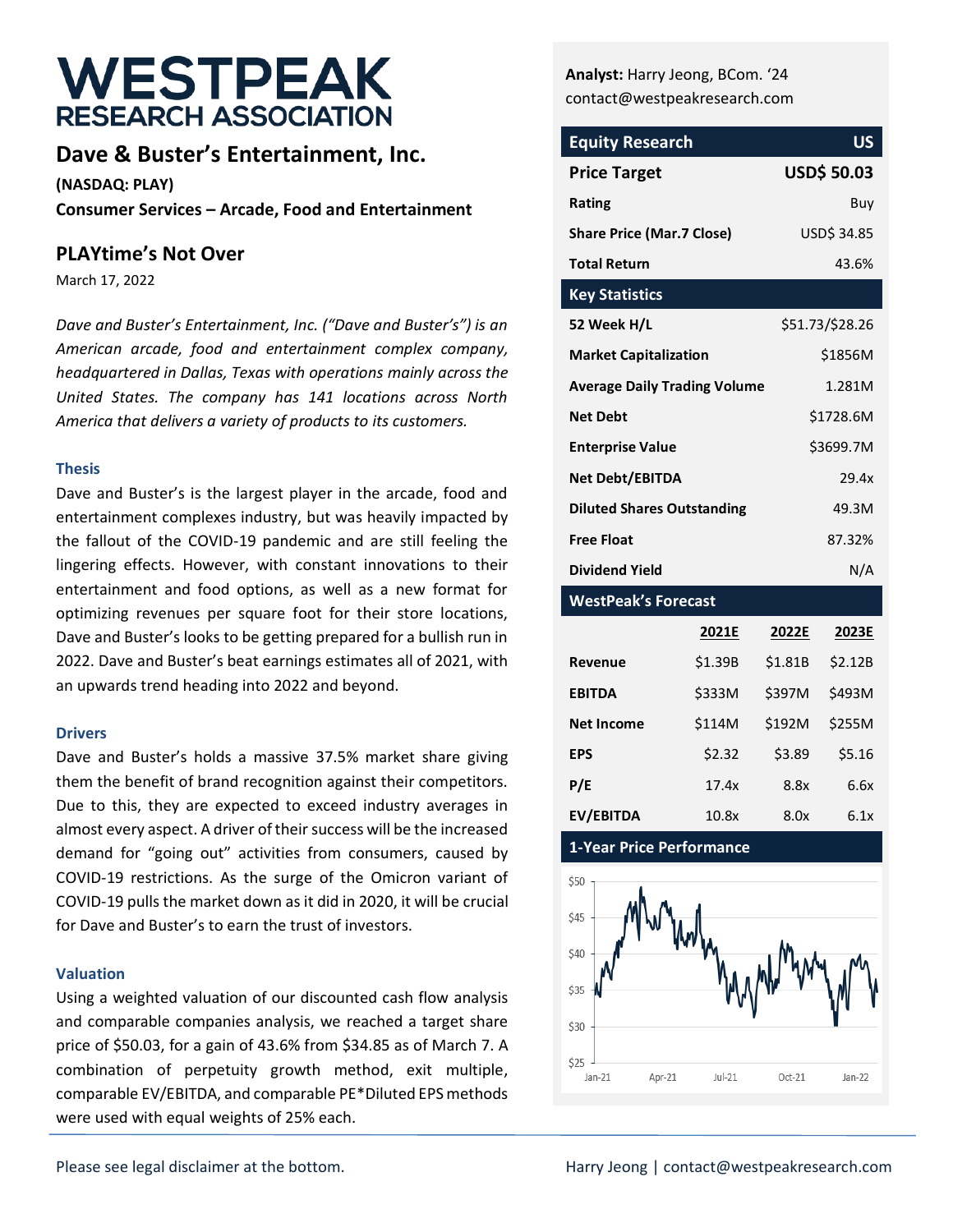# WESTPEAK RESEARCH ASSOCIATION

## Dave & Buster's Entertainment, Inc.

**(NASDAQ: PLAY)**

**Consumer Services – Arcade, Food and Entertainment**

## PLAYtime's Not Over

March 17, 2022

*Dave and Buster's Entertainment, Inc. ("Dave and Buster's") is an American arcade, food and entertainment complex company, headquartered in Dallas, Texas with operations mainly across the United States. The company has 141 locations across North America that delivers a variety of products to its customers.*

### Thesis

Dave and Buster's is the largest player in the arcade, food and entertainment complexes industry, but was heavily impacted by the fallout of the COVID-19 pandemic and are still feeling the lingering effects. However, with constant innovations to their entertainment and food options, as well as a new format for optimizing revenues per square foot for their store locations, Dave and Buster's looks to be getting prepared for a bullish run in 2022. Dave and Buster's beat earnings estimates all of 2021, with an upwards trend heading into 2022 and beyond.

### Drivers

Dave and Buster's holds a massive 37.5% market share giving them the benefit of brand recognition against their competitors. Due to this, they are expected to exceed industry averages in almost every aspect. A driver of their success will be the increased demand for "going out" activities from consumers, caused by COVID-19 restrictions. As the surge of the Omicron variant of COVID-19 pulls the market down as it did in 2020, it will be crucial for Dave and Buster's to earn the trust of investors.

### Valuation

Using a weighted valuation of our discounted cash flow analysis and comparable companies analysis, we reached a target share price of $50.03, for a gain of 43.6% from $34.85 as of March 7. A combination of perpetuity growth method, exit multiple, comparable EV/EBITDA, and comparable PE*Diluted EPS methods were used with equal weights of 25% each.

**Analyst:** Harry Jeong, BCom. '24
contact@westpeakresearch.com

| Equity Research | US |
|---|---|
| **Price Target** | **USD$ 50.03** |
| **Rating** | Buy |
| **Share Price (Mar.7 Close)** | USD$ 34.85 |
| **Total Return** | 43.6% |

| Key Statistics | |
|---|---|
| **52 Week H/L** | $51.73/$28.26 |
| **Market Capitalization** | $1856M |
| **Average Daily Trading Volume** | 1.281M |
| **Net Debt** | $1728.6M |
| **Enterprise Value** | $3699.7M |
| **Net Debt/EBITDA** | 29.4x |
| **Diluted Shares Outstanding** | 49.3M |
| **Free Float** | 87.32% |
| **Dividend Yield** | N/A |

| WestPeak's Forecast | 2021E | 2022E | 2023E |
|---|---|---|---|
| **Revenue** | $1.39B | $1.81B | $2.12B |
| **EBITDA** | $333M | $397M | $493M |
| **Net Income** | $114M | $192M | $255M |
| **EPS** | $2.32 | $3.89 | $5.16 |
| **P/E** | 17.4x | 8.8x | 6.6x |
| **EV/EBITDA** | 10.8x | 8.0x | 6.1x |

**1-Year Price Performance**

Please see legal disclaimer at the bottom.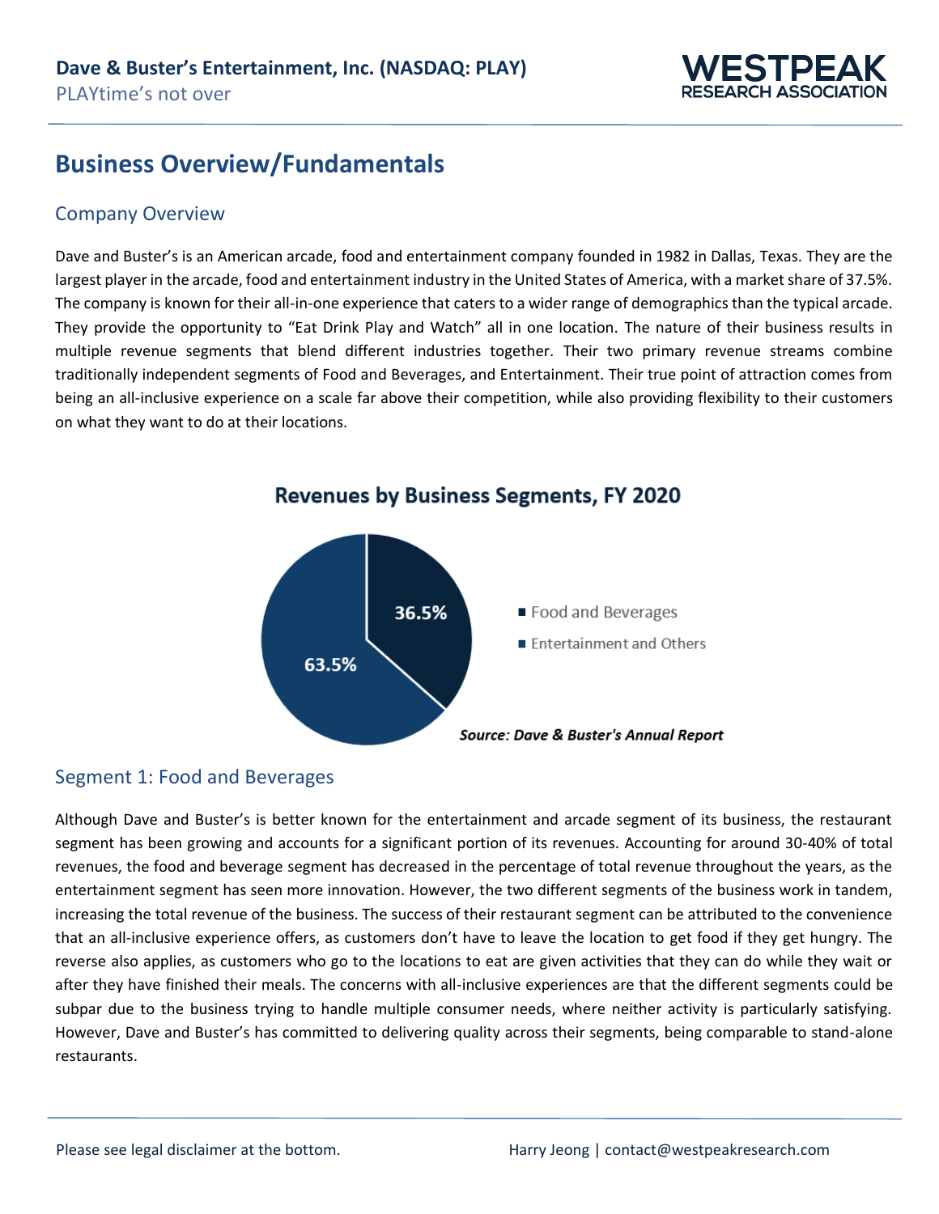# Business Overview/Fundamentals

## Company Overview

Dave and Buster's is an American arcade, food and entertainment company founded in 1982 in Dallas, Texas. They are the largest player in the arcade, food and entertainment industry in the United States of America, with a market share of 37.5%. The company is known for their all-in-one experience that caters to a wider range of demographics than the typical arcade. They provide the opportunity to "Eat Drink Play and Watch" all in one location. The nature of their business results in multiple revenue segments that blend different industries together. Their two primary revenue streams combine traditionally independent segments of Food and Beverages, and Entertainment. Their true point of attraction comes from being an all-inclusive experience on a scale far above their competition, while also providing flexibility to their customers on what they want to do at their locations.

**Revenues by Business Segments, FY 2020**

| Segment | Share |
| --- | --- |
| Food and Beverages | 36.5% |
| Entertainment and Others | 63.5% |

*Source: Dave & Buster's Annual Report*

## Segment 1: Food and Beverages

Although Dave and Buster's is better known for the entertainment and arcade segment of its business, the restaurant segment has been growing and accounts for a significant portion of its revenues. Accounting for around 30-40% of total revenues, the food and beverage segment has decreased in the percentage of total revenue throughout the years, as the entertainment segment has seen more innovation. However, the two different segments of the business work in tandem, increasing the total revenue of the business. The success of their restaurant segment can be attributed to the convenience that an all-inclusive experience offers, as customers don't have to leave the location to get food if they get hungry. The reverse also applies, as customers who go to the locations to eat are given activities that they can do while they wait or after they have finished their meals. The concerns with all-inclusive experiences are that the different segments could be subpar due to the business trying to handle multiple consumer needs, where neither activity is particularly satisfying. However, Dave and Buster's has committed to delivering quality across their segments, being comparable to stand-alone restaurants.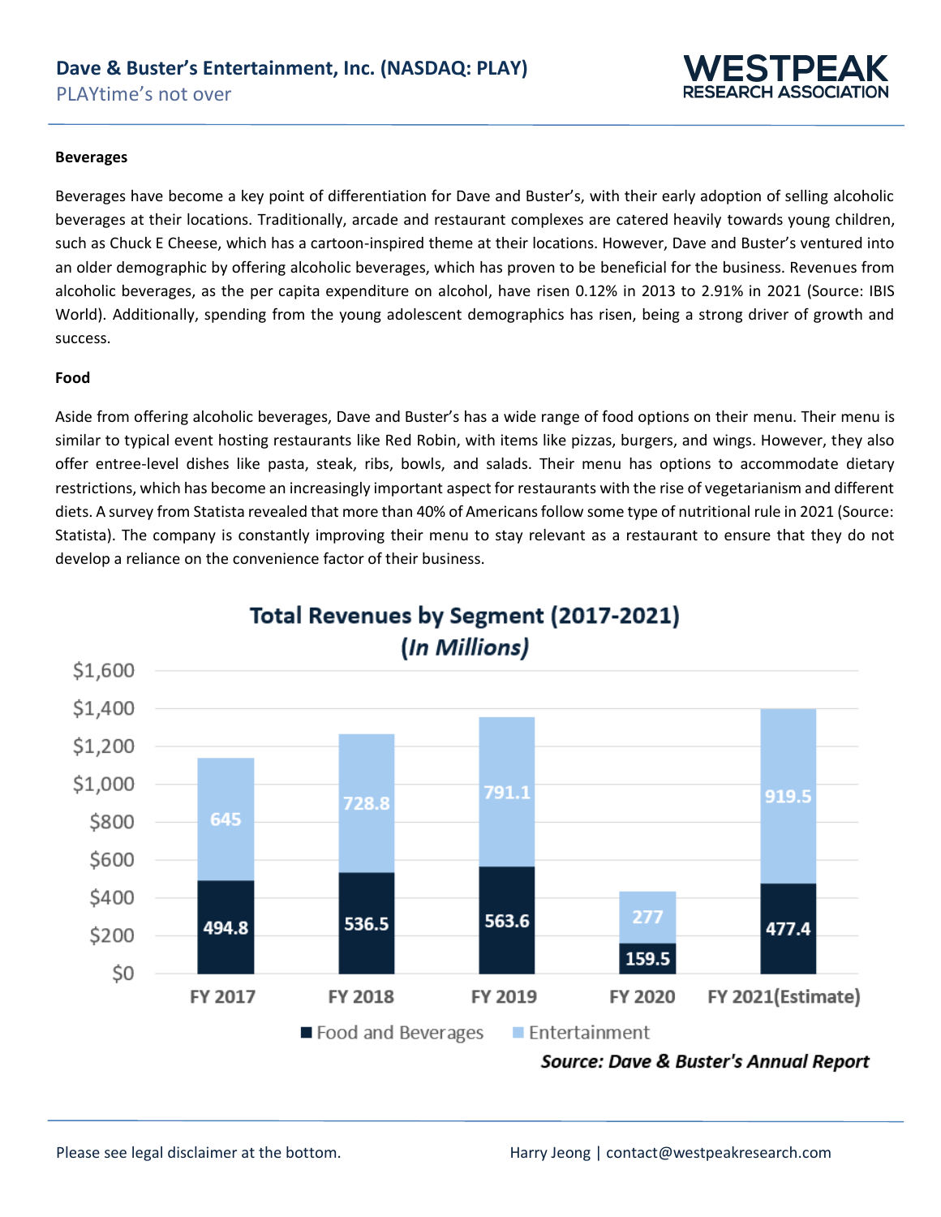### Beverages

Beverages have become a key point of differentiation for Dave and Buster's, with their early adoption of selling alcoholic beverages at their locations. Traditionally, arcade and restaurant complexes are catered heavily towards young children, such as Chuck E Cheese, which has a cartoon-inspired theme at their locations. However, Dave and Buster's ventured into an older demographic by offering alcoholic beverages, which has proven to be beneficial for the business. Revenues from alcoholic beverages, as the per capita expenditure on alcohol, have risen 0.12% in 2013 to 2.91% in 2021 (Source: IBIS World). Additionally, spending from the young adolescent demographics has risen, being a strong driver of growth and success.

### Food

Aside from offering alcoholic beverages, Dave and Buster's has a wide range of food options on their menu. Their menu is similar to typical event hosting restaurants like Red Robin, with items like pizzas, burgers, and wings. However, they also offer entree-level dishes like pasta, steak, ribs, bowls, and salads. Their menu has options to accommodate dietary restrictions, which has become an increasingly important aspect for restaurants with the rise of vegetarianism and different diets. A survey from Statista revealed that more than 40% of Americans follow some type of nutritional rule in 2021 (Source: Statista). The company is constantly improving their menu to stay relevant as a restaurant to ensure that they do not develop a reliance on the convenience factor of their business.

**Total Revenues by Segment (2017-2021)**
***(In Millions)***

| | FY 2017 | FY 2018 | FY 2019 | FY 2020 | FY 2021(Estimate) |
|---|---|---|---|---|---|
| Food and Beverages | 494.8 | 536.5 | 563.6 | 159.5 | 477.4 |
| Entertainment | 645 | 728.8 | 791.1 | 277 | 919.5 |

***Source: Dave & Buster's Annual Report***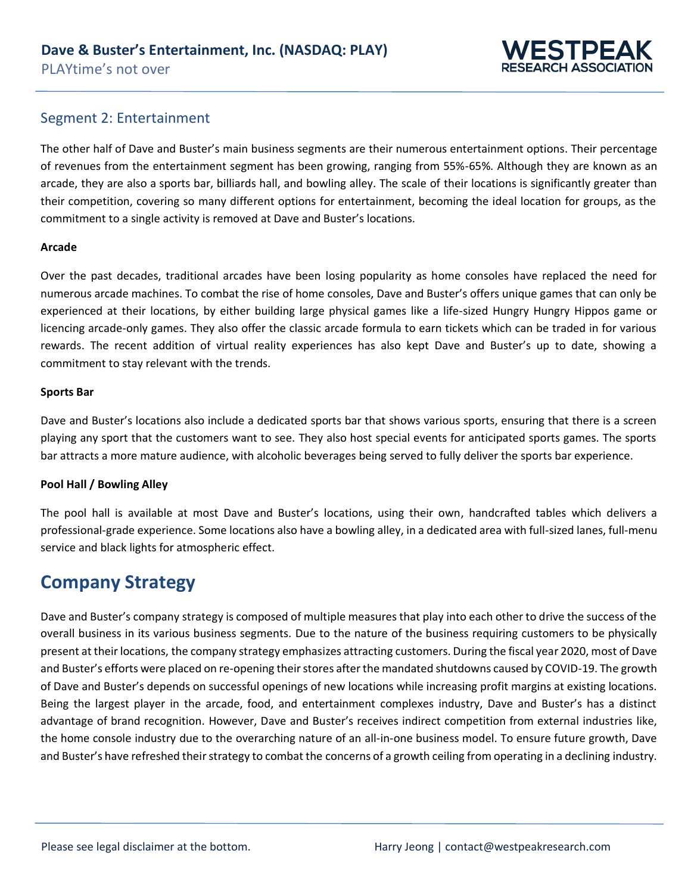## Segment 2: Entertainment

The other half of Dave and Buster's main business segments are their numerous entertainment options. Their percentage of revenues from the entertainment segment has been growing, ranging from 55%-65%. Although they are known as an arcade, they are also a sports bar, billiards hall, and bowling alley. The scale of their locations is significantly greater than their competition, covering so many different options for entertainment, becoming the ideal location for groups, as the commitment to a single activity is removed at Dave and Buster's locations.

**Arcade**

Over the past decades, traditional arcades have been losing popularity as home consoles have replaced the need for numerous arcade machines. To combat the rise of home consoles, Dave and Buster's offers unique games that can only be experienced at their locations, by either building large physical games like a life-sized Hungry Hungry Hippos game or licencing arcade-only games. They also offer the classic arcade formula to earn tickets which can be traded in for various rewards. The recent addition of virtual reality experiences has also kept Dave and Buster's up to date, showing a commitment to stay relevant with the trends.

**Sports Bar**

Dave and Buster's locations also include a dedicated sports bar that shows various sports, ensuring that there is a screen playing any sport that the customers want to see. They also host special events for anticipated sports games. The sports bar attracts a more mature audience, with alcoholic beverages being served to fully deliver the sports bar experience.

**Pool Hall / Bowling Alley**

The pool hall is available at most Dave and Buster's locations, using their own, handcrafted tables which delivers a professional-grade experience. Some locations also have a bowling alley, in a dedicated area with full-sized lanes, full-menu service and black lights for atmospheric effect.

# Company Strategy

Dave and Buster's company strategy is composed of multiple measures that play into each other to drive the success of the overall business in its various business segments. Due to the nature of the business requiring customers to be physically present at their locations, the company strategy emphasizes attracting customers. During the fiscal year 2020, most of Dave and Buster's efforts were placed on re-opening their stores after the mandated shutdowns caused by COVID-19. The growth of Dave and Buster's depends on successful openings of new locations while increasing profit margins at existing locations. Being the largest player in the arcade, food, and entertainment complexes industry, Dave and Buster's has a distinct advantage of brand recognition. However, Dave and Buster's receives indirect competition from external industries like, the home console industry due to the overarching nature of an all-in-one business model. To ensure future growth, Dave and Buster's have refreshed their strategy to combat the concerns of a growth ceiling from operating in a declining industry.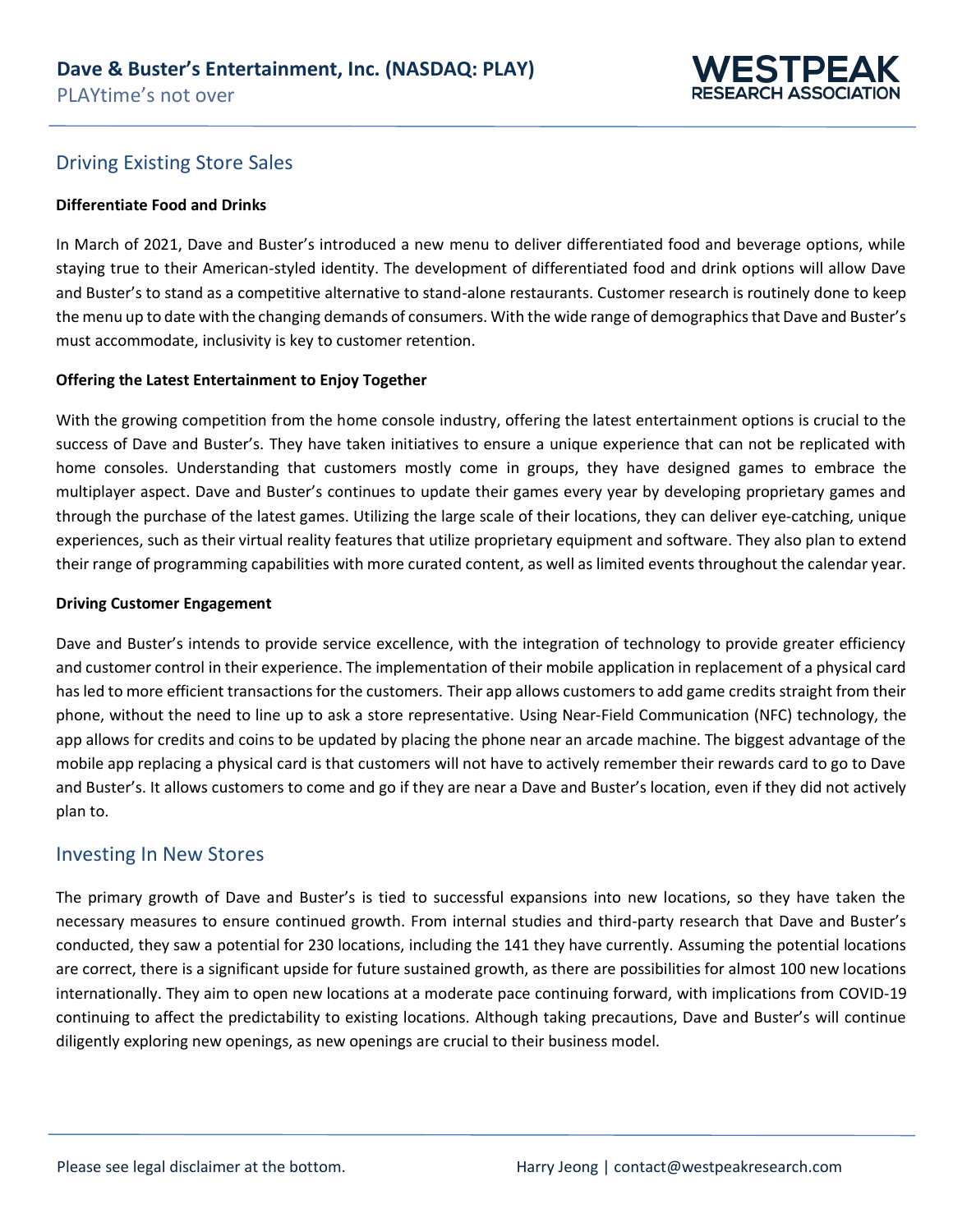## Driving Existing Store Sales

**Differentiate Food and Drinks**

In March of 2021, Dave and Buster's introduced a new menu to deliver differentiated food and beverage options, while staying true to their American-styled identity. The development of differentiated food and drink options will allow Dave and Buster's to stand as a competitive alternative to stand-alone restaurants. Customer research is routinely done to keep the menu up to date with the changing demands of consumers. With the wide range of demographics that Dave and Buster's must accommodate, inclusivity is key to customer retention.

**Offering the Latest Entertainment to Enjoy Together**

With the growing competition from the home console industry, offering the latest entertainment options is crucial to the success of Dave and Buster's. They have taken initiatives to ensure a unique experience that can not be replicated with home consoles. Understanding that customers mostly come in groups, they have designed games to embrace the multiplayer aspect. Dave and Buster's continues to update their games every year by developing proprietary games and through the purchase of the latest games. Utilizing the large scale of their locations, they can deliver eye-catching, unique experiences, such as their virtual reality features that utilize proprietary equipment and software. They also plan to extend their range of programming capabilities with more curated content, as well as limited events throughout the calendar year.

**Driving Customer Engagement**

Dave and Buster's intends to provide service excellence, with the integration of technology to provide greater efficiency and customer control in their experience. The implementation of their mobile application in replacement of a physical card has led to more efficient transactions for the customers. Their app allows customers to add game credits straight from their phone, without the need to line up to ask a store representative. Using Near-Field Communication (NFC) technology, the app allows for credits and coins to be updated by placing the phone near an arcade machine. The biggest advantage of the mobile app replacing a physical card is that customers will not have to actively remember their rewards card to go to Dave and Buster's. It allows customers to come and go if they are near a Dave and Buster's location, even if they did not actively plan to.

## Investing In New Stores

The primary growth of Dave and Buster's is tied to successful expansions into new locations, so they have taken the necessary measures to ensure continued growth. From internal studies and third-party research that Dave and Buster's conducted, they saw a potential for 230 locations, including the 141 they have currently. Assuming the potential locations are correct, there is a significant upside for future sustained growth, as there are possibilities for almost 100 new locations internationally. They aim to open new locations at a moderate pace continuing forward, with implications from COVID-19 continuing to affect the predictability to existing locations. Although taking precautions, Dave and Buster's will continue diligently exploring new openings, as new openings are crucial to their business model.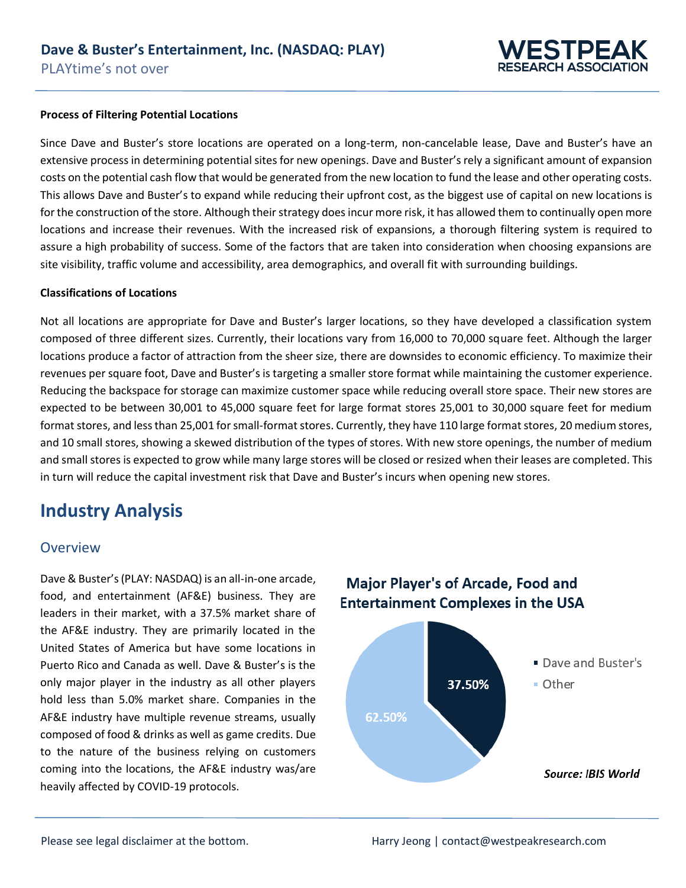**Process of Filtering Potential Locations**

Since Dave and Buster's store locations are operated on a long-term, non-cancelable lease, Dave and Buster's have an extensive process in determining potential sites for new openings. Dave and Buster's rely a significant amount of expansion costs on the potential cash flow that would be generated from the new location to fund the lease and other operating costs. This allows Dave and Buster's to expand while reducing their upfront cost, as the biggest use of capital on new locations is for the construction of the store. Although their strategy does incur more risk, it has allowed them to continually open more locations and increase their revenues. With the increased risk of expansions, a thorough filtering system is required to assure a high probability of success. Some of the factors that are taken into consideration when choosing expansions are site visibility, traffic volume and accessibility, area demographics, and overall fit with surrounding buildings.

**Classifications of Locations**

Not all locations are appropriate for Dave and Buster's larger locations, so they have developed a classification system composed of three different sizes. Currently, their locations vary from 16,000 to 70,000 square feet. Although the larger locations produce a factor of attraction from the sheer size, there are downsides to economic efficiency. To maximize their revenues per square foot, Dave and Buster's is targeting a smaller store format while maintaining the customer experience. Reducing the backspace for storage can maximize customer space while reducing overall store space. Their new stores are expected to be between 30,001 to 45,000 square feet for large format stores 25,001 to 30,000 square feet for medium format stores, and less than 25,001 for small-format stores. Currently, they have 110 large format stores, 20 medium stores, and 10 small stores, showing a skewed distribution of the types of stores. With new store openings, the number of medium and small stores is expected to grow while many large stores will be closed or resized when their leases are completed. This in turn will reduce the capital investment risk that Dave and Buster's incurs when opening new stores.

# Industry Analysis

## Overview

Dave & Buster's (PLAY: NASDAQ) is an all-in-one arcade, food, and entertainment (AF&E) business. They are leaders in their market, with a 37.5% market share of the AF&E industry. They are primarily located in the United States of America but have some locations in Puerto Rico and Canada as well. Dave & Buster's is the only major player in the industry as all other players hold less than 5.0% market share. Companies in the AF&E industry have multiple revenue streams, usually composed of food & drinks as well as game credits. Due to the nature of the business relying on customers coming into the locations, the AF&E industry was/are heavily affected by COVID-19 protocols.

**Major Player's of Arcade, Food and Entertainment Complexes in the USA**

| Player | Market Share |
|---|---|
| Dave and Buster's | 37.50% |
| Other | 62.50% |

*Source: IBIS World*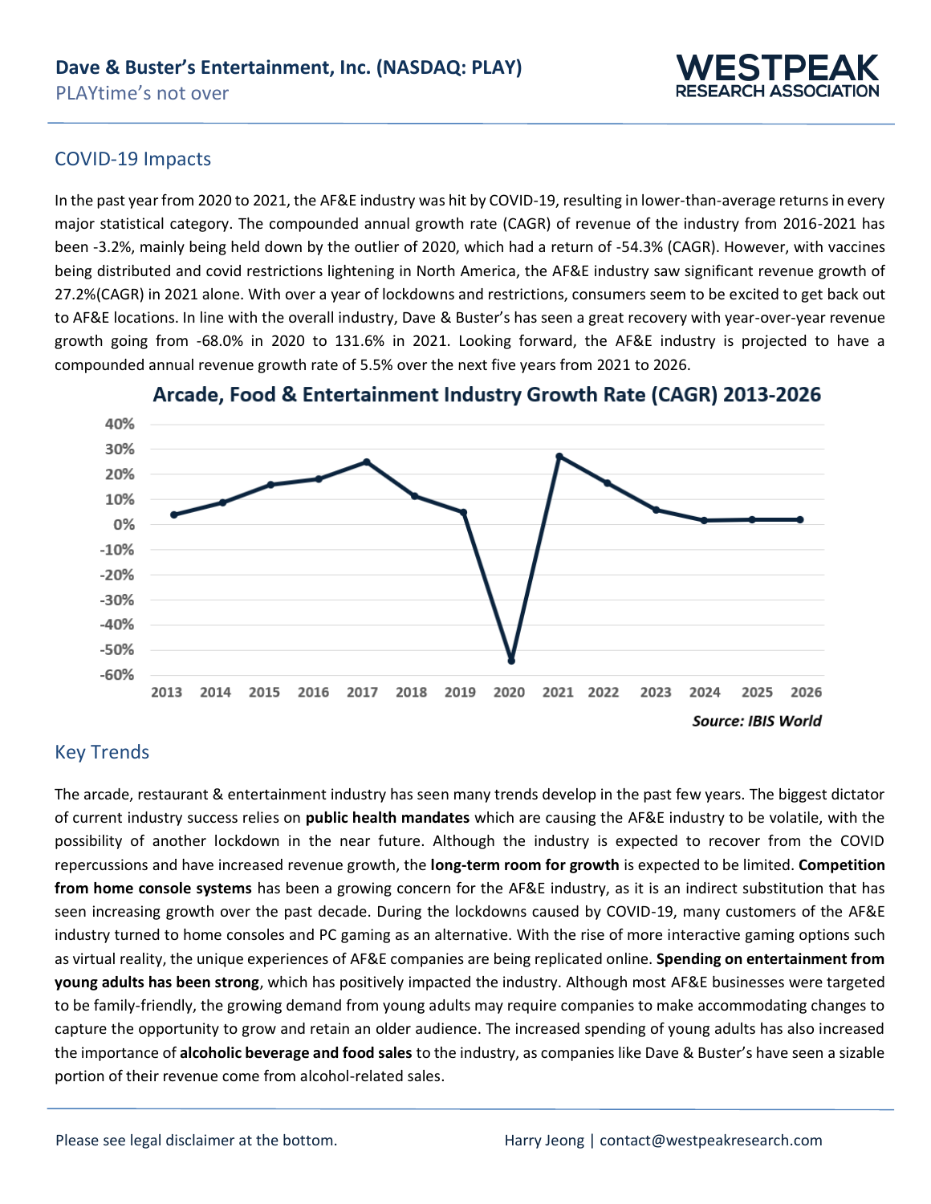## COVID-19 Impacts

In the past year from 2020 to 2021, the AF&E industry was hit by COVID-19, resulting in lower-than-average returns in every major statistical category. The compounded annual growth rate (CAGR) of revenue of the industry from 2016-2021 has been -3.2%, mainly being held down by the outlier of 2020, which had a return of -54.3% (CAGR). However, with vaccines being distributed and covid restrictions lightening in North America, the AF&E industry saw significant revenue growth of 27.2%(CAGR) in 2021 alone. With over a year of lockdowns and restrictions, consumers seem to be excited to get back out to AF&E locations. In line with the overall industry, Dave & Buster's has seen a great recovery with year-over-year revenue growth going from -68.0% in 2020 to 131.6% in 2021. Looking forward, the AF&E industry is projected to have a compounded annual revenue growth rate of 5.5% over the next five years from 2021 to 2026.

**Arcade, Food & Entertainment Industry Growth Rate (CAGR) 2013-2026**

*Source: IBIS World*

## Key Trends

The arcade, restaurant & entertainment industry has seen many trends develop in the past few years. The biggest dictator of current industry success relies on **public health mandates** which are causing the AF&E industry to be volatile, with the possibility of another lockdown in the near future. Although the industry is expected to recover from the COVID repercussions and have increased revenue growth, the **long-term room for growth** is expected to be limited. **Competition from home console systems** has been a growing concern for the AF&E industry, as it is an indirect substitution that has seen increasing growth over the past decade. During the lockdowns caused by COVID-19, many customers of the AF&E industry turned to home consoles and PC gaming as an alternative. With the rise of more interactive gaming options such as virtual reality, the unique experiences of AF&E companies are being replicated online. **Spending on entertainment from young adults has been strong**, which has positively impacted the industry. Although most AF&E businesses were targeted to be family-friendly, the growing demand from young adults may require companies to make accommodating changes to capture the opportunity to grow and retain an older audience. The increased spending of young adults has also increased the importance of **alcoholic beverage and food sales** to the industry, as companies like Dave & Buster's have seen a sizable portion of their revenue come from alcohol-related sales.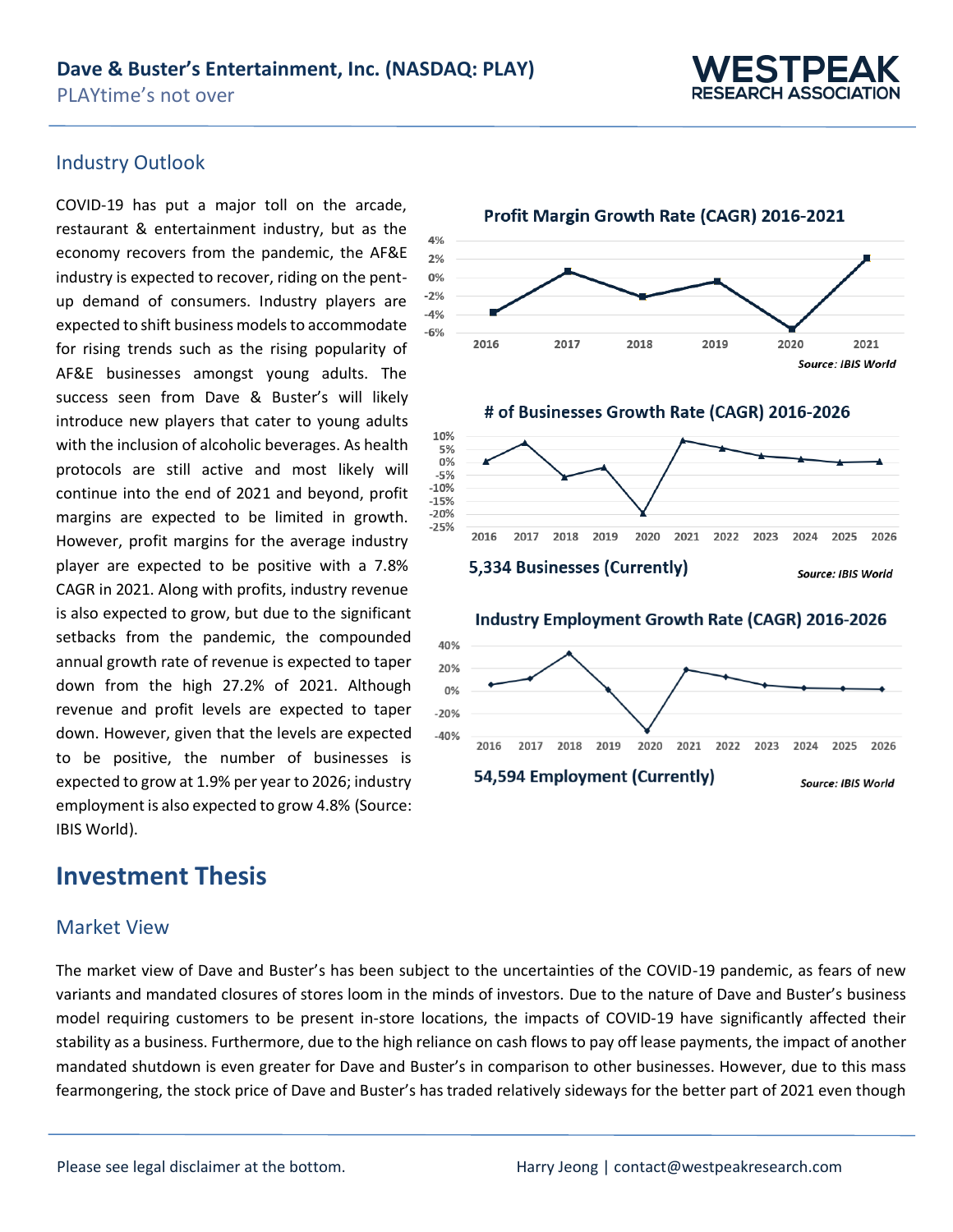## Industry Outlook

COVID-19 has put a major toll on the arcade, restaurant & entertainment industry, but as the economy recovers from the pandemic, the AF&E industry is expected to recover, riding on the pent-up demand of consumers. Industry players are expected to shift business models to accommodate for rising trends such as the rising popularity of AF&E businesses amongst young adults. The success seen from Dave & Buster's will likely introduce new players that cater to young adults with the inclusion of alcoholic beverages. As health protocols are still active and most likely will continue into the end of 2021 and beyond, profit margins are expected to be limited in growth. However, profit margins for the average industry player are expected to be positive with a 7.8% CAGR in 2021. Along with profits, industry revenue is also expected to grow, but due to the significant setbacks from the pandemic, the compounded annual growth rate of revenue is expected to taper down from the high 27.2% of 2021. Although revenue and profit levels are expected to taper down. However, given that the levels are expected to be positive, the number of businesses is expected to grow at 1.9% per year to 2026; industry employment is also expected to grow 4.8% (Source: IBIS World).

**Profit Margin Growth Rate (CAGR) 2016-2021**

*Source: IBIS World*

**# of Businesses Growth Rate (CAGR) 2016-2026**

**5,334 Businesses (Currently)**

*Source: IBIS World*

**Industry Employment Growth Rate (CAGR) 2016-2026**

**54,594 Employment (Currently)**

*Source: IBIS World*

# Investment Thesis

## Market View

The market view of Dave and Buster's has been subject to the uncertainties of the COVID-19 pandemic, as fears of new variants and mandated closures of stores loom in the minds of investors. Due to the nature of Dave and Buster's business model requiring customers to be present in-store locations, the impacts of COVID-19 have significantly affected their stability as a business. Furthermore, due to the high reliance on cash flows to pay off lease payments, the impact of another mandated shutdown is even greater for Dave and Buster's in comparison to other businesses. However, due to this mass fearmongering, the stock price of Dave and Buster's has traded relatively sideways for the better part of 2021 even though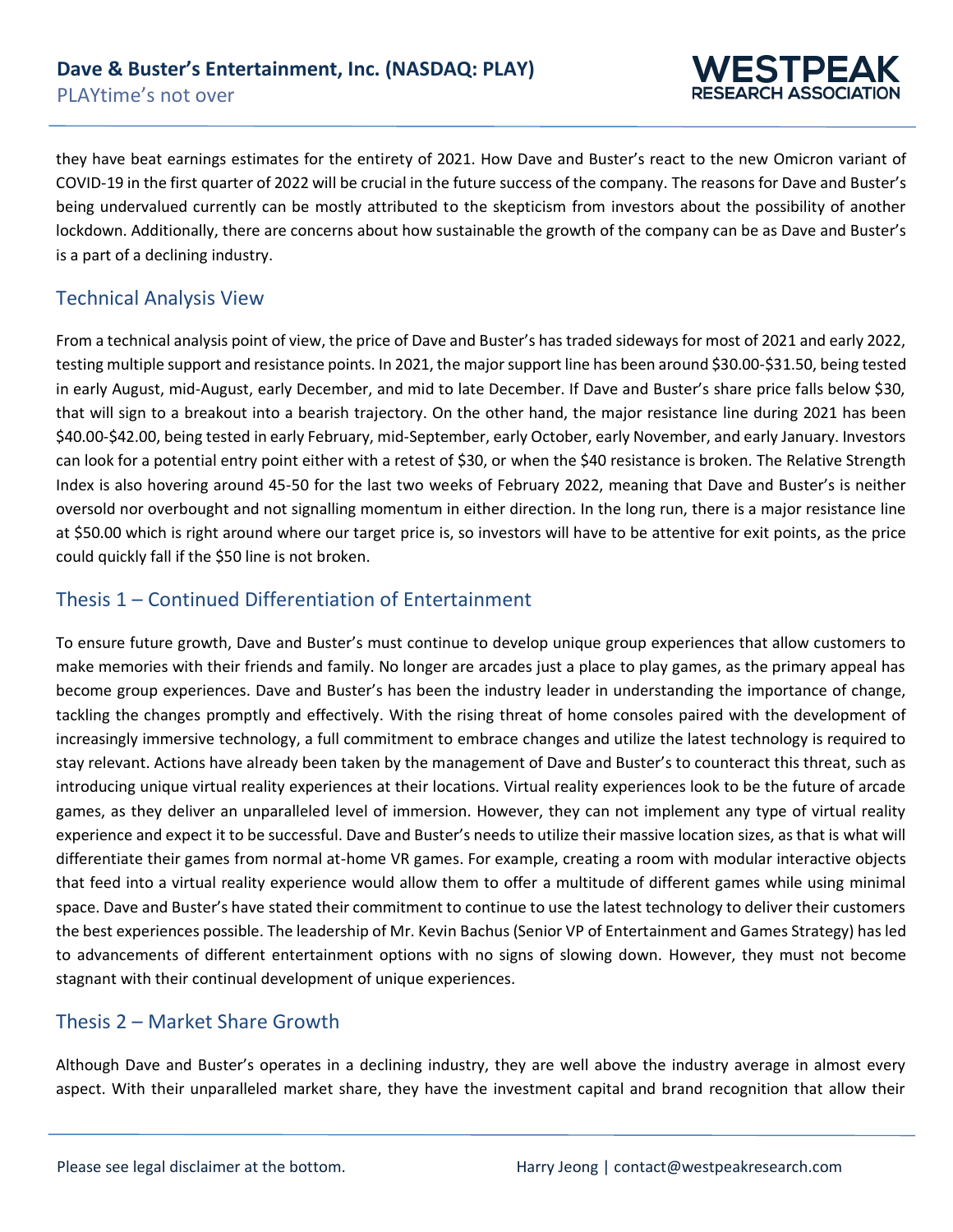they have beat earnings estimates for the entirety of 2021. How Dave and Buster's react to the new Omicron variant of COVID-19 in the first quarter of 2022 will be crucial in the future success of the company. The reasons for Dave and Buster's being undervalued currently can be mostly attributed to the skepticism from investors about the possibility of another lockdown. Additionally, there are concerns about how sustainable the growth of the company can be as Dave and Buster's is a part of a declining industry.

## Technical Analysis View

From a technical analysis point of view, the price of Dave and Buster's has traded sideways for most of 2021 and early 2022, testing multiple support and resistance points. In 2021, the major support line has been around $30.00-$31.50, being tested in early August, mid-August, early December, and mid to late December. If Dave and Buster's share price falls below $30, that will sign to a breakout into a bearish trajectory. On the other hand, the major resistance line during 2021 has been $40.00-$42.00, being tested in early February, mid-September, early October, early November, and early January. Investors can look for a potential entry point either with a retest of $30, or when the $40 resistance is broken. The Relative Strength Index is also hovering around 45-50 for the last two weeks of February 2022, meaning that Dave and Buster's is neither oversold nor overbought and not signalling momentum in either direction. In the long run, there is a major resistance line at $50.00 which is right around where our target price is, so investors will have to be attentive for exit points, as the price could quickly fall if the $50 line is not broken.

## Thesis 1 – Continued Differentiation of Entertainment

To ensure future growth, Dave and Buster's must continue to develop unique group experiences that allow customers to make memories with their friends and family. No longer are arcades just a place to play games, as the primary appeal has become group experiences. Dave and Buster's has been the industry leader in understanding the importance of change, tackling the changes promptly and effectively. With the rising threat of home consoles paired with the development of increasingly immersive technology, a full commitment to embrace changes and utilize the latest technology is required to stay relevant. Actions have already been taken by the management of Dave and Buster's to counteract this threat, such as introducing unique virtual reality experiences at their locations. Virtual reality experiences look to be the future of arcade games, as they deliver an unparalleled level of immersion. However, they can not implement any type of virtual reality experience and expect it to be successful. Dave and Buster's needs to utilize their massive location sizes, as that is what will differentiate their games from normal at-home VR games. For example, creating a room with modular interactive objects that feed into a virtual reality experience would allow them to offer a multitude of different games while using minimal space. Dave and Buster's have stated their commitment to continue to use the latest technology to deliver their customers the best experiences possible. The leadership of Mr. Kevin Bachus (Senior VP of Entertainment and Games Strategy) has led to advancements of different entertainment options with no signs of slowing down. However, they must not become stagnant with their continual development of unique experiences.

## Thesis 2 – Market Share Growth

Although Dave and Buster's operates in a declining industry, they are well above the industry average in almost every aspect. With their unparalleled market share, they have the investment capital and brand recognition that allow their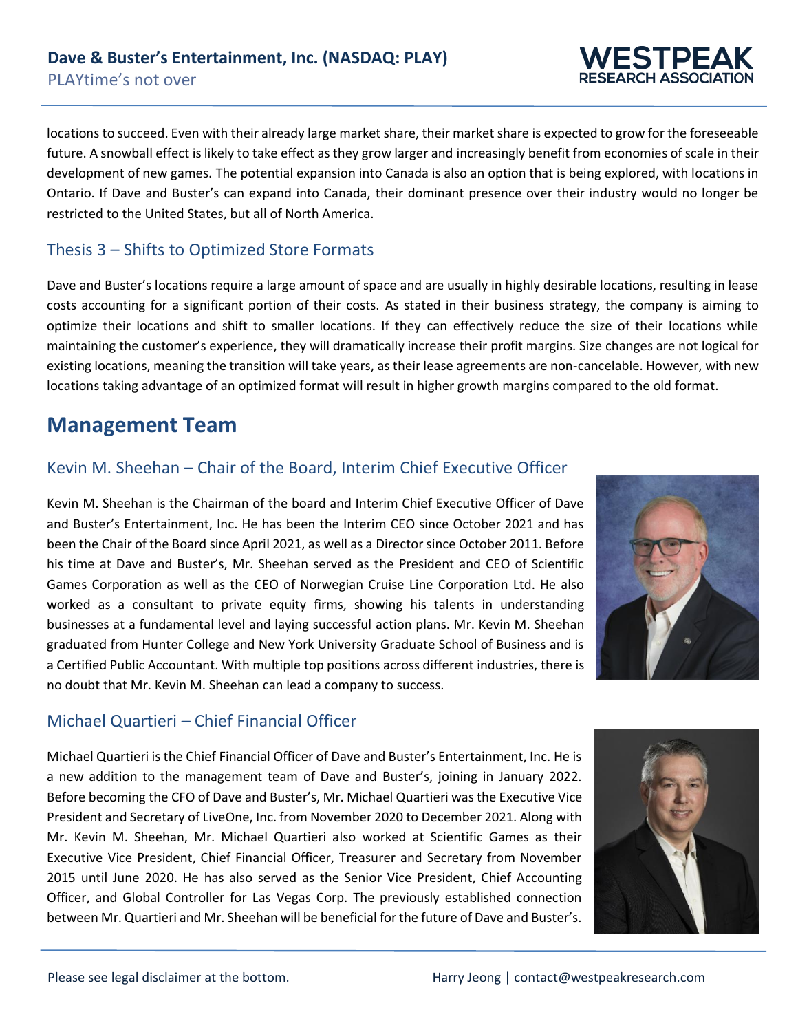locations to succeed. Even with their already large market share, their market share is expected to grow for the foreseeable future. A snowball effect is likely to take effect as they grow larger and increasingly benefit from economies of scale in their development of new games. The potential expansion into Canada is also an option that is being explored, with locations in Ontario. If Dave and Buster's can expand into Canada, their dominant presence over their industry would no longer be restricted to the United States, but all of North America.

### Thesis 3 – Shifts to Optimized Store Formats

Dave and Buster's locations require a large amount of space and are usually in highly desirable locations, resulting in lease costs accounting for a significant portion of their costs. As stated in their business strategy, the company is aiming to optimize their locations and shift to smaller locations. If they can effectively reduce the size of their locations while maintaining the customer's experience, they will dramatically increase their profit margins. Size changes are not logical for existing locations, meaning the transition will take years, as their lease agreements are non-cancelable. However, with new locations taking advantage of an optimized format will result in higher growth margins compared to the old format.

## Management Team

### Kevin M. Sheehan – Chair of the Board, Interim Chief Executive Officer

Kevin M. Sheehan is the Chairman of the board and Interim Chief Executive Officer of Dave and Buster's Entertainment, Inc. He has been the Interim CEO since October 2021 and has been the Chair of the Board since April 2021, as well as a Director since October 2011. Before his time at Dave and Buster's, Mr. Sheehan served as the President and CEO of Scientific Games Corporation as well as the CEO of Norwegian Cruise Line Corporation Ltd. He also worked as a consultant to private equity firms, showing his talents in understanding businesses at a fundamental level and laying successful action plans. Mr. Kevin M. Sheehan graduated from Hunter College and New York University Graduate School of Business and is a Certified Public Accountant. With multiple top positions across different industries, there is no doubt that Mr. Kevin M. Sheehan can lead a company to success.

### Michael Quartieri – Chief Financial Officer

Michael Quartieri is the Chief Financial Officer of Dave and Buster's Entertainment, Inc. He is a new addition to the management team of Dave and Buster's, joining in January 2022. Before becoming the CFO of Dave and Buster's, Mr. Michael Quartieri was the Executive Vice President and Secretary of LiveOne, Inc. from November 2020 to December 2021. Along with Mr. Kevin M. Sheehan, Mr. Michael Quartieri also worked at Scientific Games as their Executive Vice President, Chief Financial Officer, Treasurer and Secretary from November 2015 until June 2020. He has also served as the Senior Vice President, Chief Accounting Officer, and Global Controller for Las Vegas Corp. The previously established connection between Mr. Quartieri and Mr. Sheehan will be beneficial for the future of Dave and Buster's.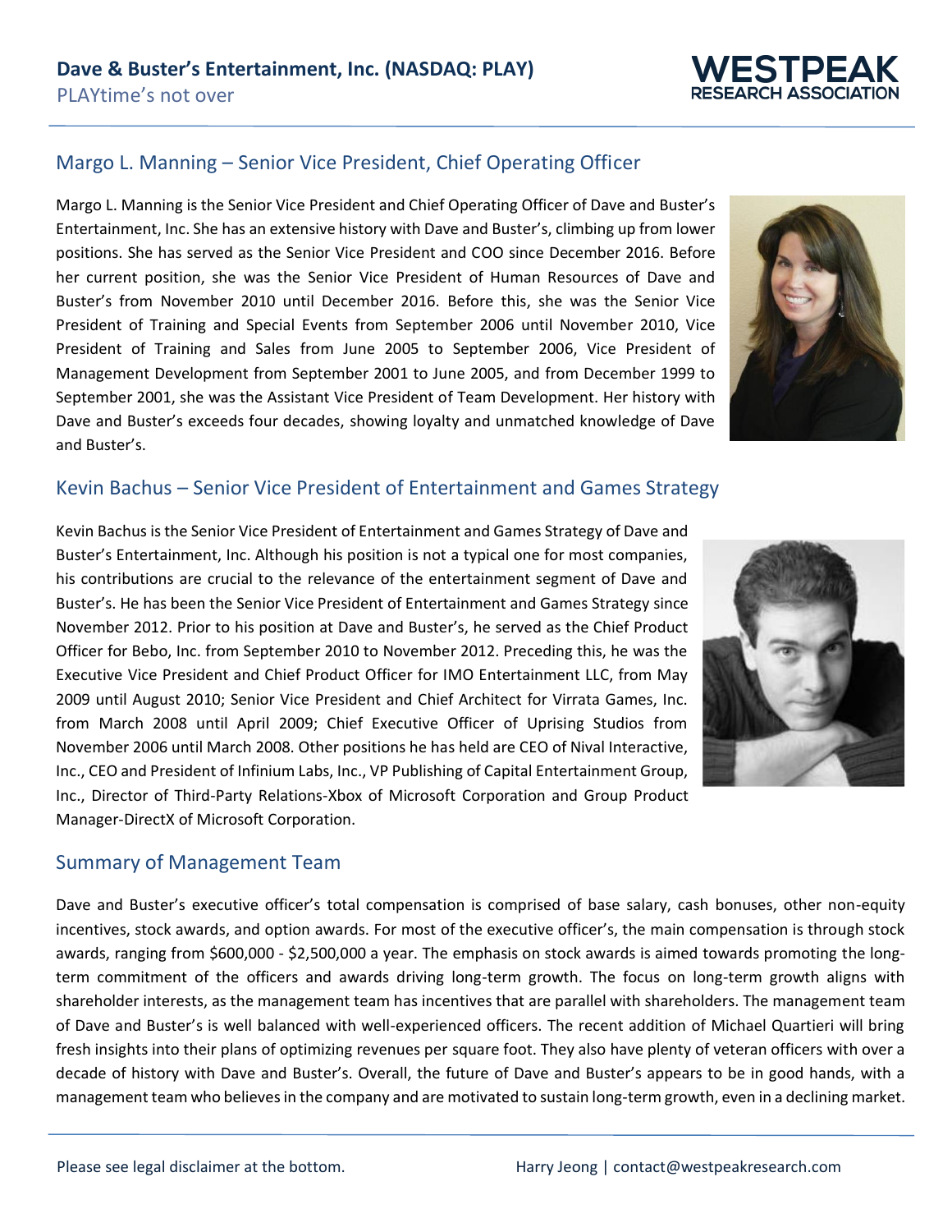## Margo L. Manning – Senior Vice President, Chief Operating Officer

Margo L. Manning is the Senior Vice President and Chief Operating Officer of Dave and Buster's Entertainment, Inc. She has an extensive history with Dave and Buster's, climbing up from lower positions. She has served as the Senior Vice President and COO since December 2016. Before her current position, she was the Senior Vice President of Human Resources of Dave and Buster's from November 2010 until December 2016. Before this, she was the Senior Vice President of Training and Special Events from September 2006 until November 2010, Vice President of Training and Sales from June 2005 to September 2006, Vice President of Management Development from September 2001 to June 2005, and from December 1999 to September 2001, she was the Assistant Vice President of Team Development. Her history with Dave and Buster's exceeds four decades, showing loyalty and unmatched knowledge of Dave and Buster's.

## Kevin Bachus – Senior Vice President of Entertainment and Games Strategy

Kevin Bachus is the Senior Vice President of Entertainment and Games Strategy of Dave and Buster's Entertainment, Inc. Although his position is not a typical one for most companies, his contributions are crucial to the relevance of the entertainment segment of Dave and Buster's. He has been the Senior Vice President of Entertainment and Games Strategy since November 2012. Prior to his position at Dave and Buster's, he served as the Chief Product Officer for Bebo, Inc. from September 2010 to November 2012. Preceding this, he was the Executive Vice President and Chief Product Officer for IMO Entertainment LLC, from May 2009 until August 2010; Senior Vice President and Chief Architect for Virrata Games, Inc. from March 2008 until April 2009; Chief Executive Officer of Uprising Studios from November 2006 until March 2008. Other positions he has held are CEO of Nival Interactive, Inc., CEO and President of Infinium Labs, Inc., VP Publishing of Capital Entertainment Group, Inc., Director of Third-Party Relations-Xbox of Microsoft Corporation and Group Product Manager-DirectX of Microsoft Corporation.

## Summary of Management Team

Dave and Buster's executive officer's total compensation is comprised of base salary, cash bonuses, other non-equity incentives, stock awards, and option awards. For most of the executive officer's, the main compensation is through stock awards, ranging from $600,000 - $2,500,000 a year. The emphasis on stock awards is aimed towards promoting the long-term commitment of the officers and awards driving long-term growth. The focus on long-term growth aligns with shareholder interests, as the management team has incentives that are parallel with shareholders. The management team of Dave and Buster's is well balanced with well-experienced officers. The recent addition of Michael Quartieri will bring fresh insights into their plans of optimizing revenues per square foot. They also have plenty of veteran officers with over a decade of history with Dave and Buster's. Overall, the future of Dave and Buster's appears to be in good hands, with a management team who believes in the company and are motivated to sustain long-term growth, even in a declining market.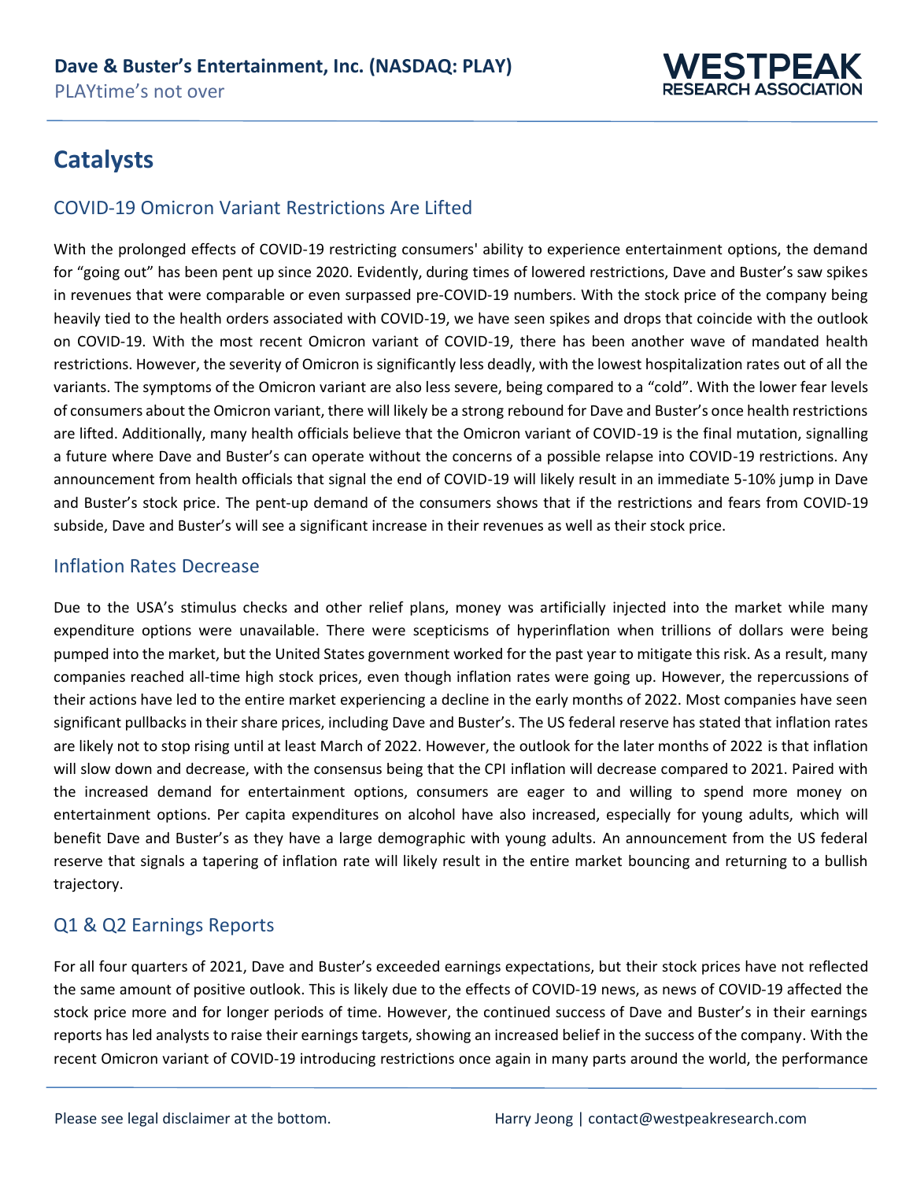# Catalysts

## COVID-19 Omicron Variant Restrictions Are Lifted

With the prolonged effects of COVID-19 restricting consumers' ability to experience entertainment options, the demand for "going out" has been pent up since 2020. Evidently, during times of lowered restrictions, Dave and Buster's saw spikes in revenues that were comparable or even surpassed pre-COVID-19 numbers. With the stock price of the company being heavily tied to the health orders associated with COVID-19, we have seen spikes and drops that coincide with the outlook on COVID-19. With the most recent Omicron variant of COVID-19, there has been another wave of mandated health restrictions. However, the severity of Omicron is significantly less deadly, with the lowest hospitalization rates out of all the variants. The symptoms of the Omicron variant are also less severe, being compared to a "cold". With the lower fear levels of consumers about the Omicron variant, there will likely be a strong rebound for Dave and Buster's once health restrictions are lifted. Additionally, many health officials believe that the Omicron variant of COVID-19 is the final mutation, signalling a future where Dave and Buster's can operate without the concerns of a possible relapse into COVID-19 restrictions. Any announcement from health officials that signal the end of COVID-19 will likely result in an immediate 5-10% jump in Dave and Buster's stock price. The pent-up demand of the consumers shows that if the restrictions and fears from COVID-19 subside, Dave and Buster's will see a significant increase in their revenues as well as their stock price.

## Inflation Rates Decrease

Due to the USA's stimulus checks and other relief plans, money was artificially injected into the market while many expenditure options were unavailable. There were scepticisms of hyperinflation when trillions of dollars were being pumped into the market, but the United States government worked for the past year to mitigate this risk. As a result, many companies reached all-time high stock prices, even though inflation rates were going up. However, the repercussions of their actions have led to the entire market experiencing a decline in the early months of 2022. Most companies have seen significant pullbacks in their share prices, including Dave and Buster's. The US federal reserve has stated that inflation rates are likely not to stop rising until at least March of 2022. However, the outlook for the later months of 2022 is that inflation will slow down and decrease, with the consensus being that the CPI inflation will decrease compared to 2021. Paired with the increased demand for entertainment options, consumers are eager to and willing to spend more money on entertainment options. Per capita expenditures on alcohol have also increased, especially for young adults, which will benefit Dave and Buster's as they have a large demographic with young adults. An announcement from the US federal reserve that signals a tapering of inflation rate will likely result in the entire market bouncing and returning to a bullish trajectory.

## Q1 & Q2 Earnings Reports

For all four quarters of 2021, Dave and Buster's exceeded earnings expectations, but their stock prices have not reflected the same amount of positive outlook. This is likely due to the effects of COVID-19 news, as news of COVID-19 affected the stock price more and for longer periods of time. However, the continued success of Dave and Buster's in their earnings reports has led analysts to raise their earnings targets, showing an increased belief in the success of the company. With the recent Omicron variant of COVID-19 introducing restrictions once again in many parts around the world, the performance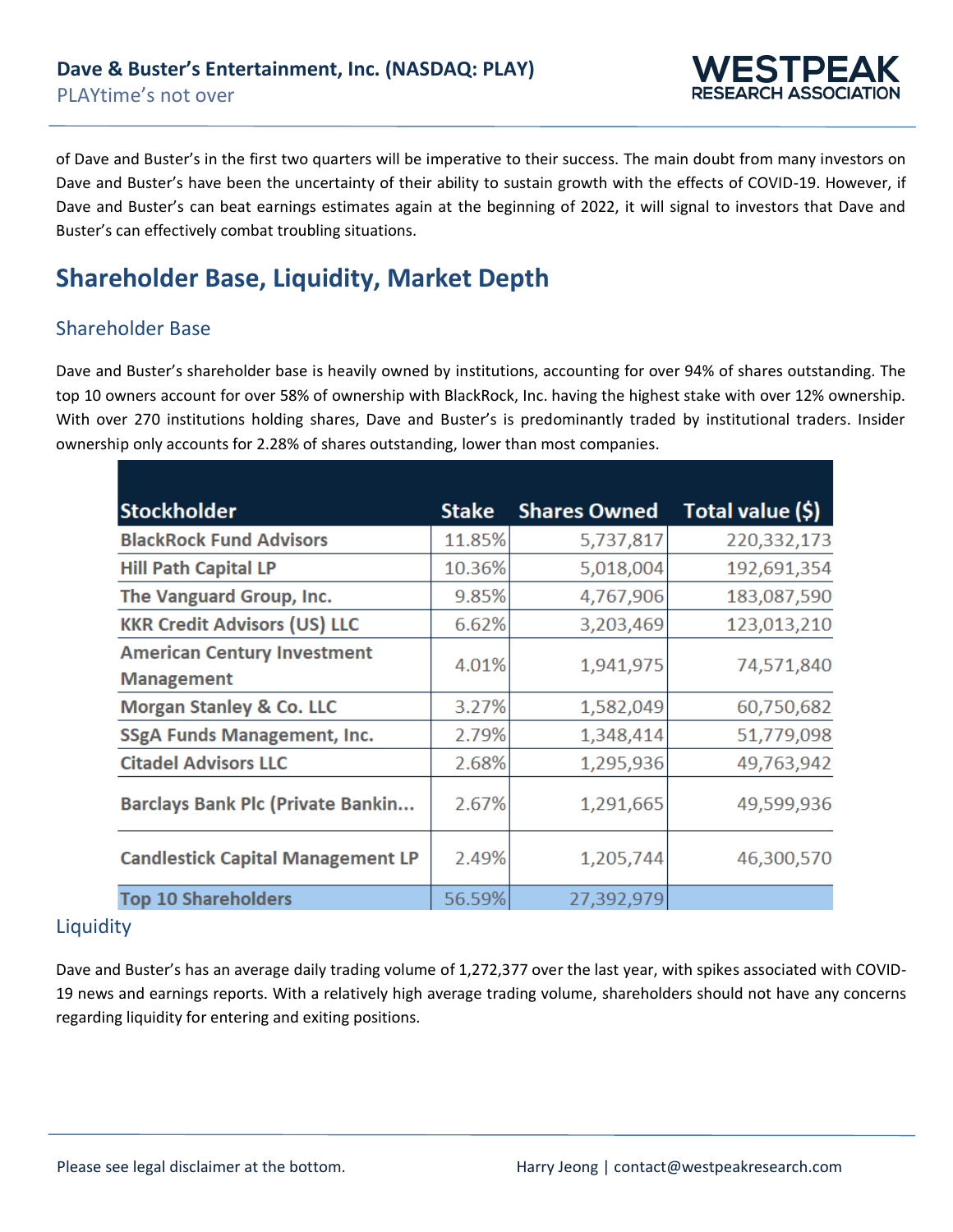of Dave and Buster's in the first two quarters will be imperative to their success. The main doubt from many investors on Dave and Buster's have been the uncertainty of their ability to sustain growth with the effects of COVID-19. However, if Dave and Buster's can beat earnings estimates again at the beginning of 2022, it will signal to investors that Dave and Buster's can effectively combat troubling situations.

## Shareholder Base, Liquidity, Market Depth

### Shareholder Base

Dave and Buster's shareholder base is heavily owned by institutions, accounting for over 94% of shares outstanding. The top 10 owners account for over 58% of ownership with BlackRock, Inc. having the highest stake with over 12% ownership. With over 270 institutions holding shares, Dave and Buster's is predominantly traded by institutional traders. Insider ownership only accounts for 2.28% of shares outstanding, lower than most companies.

| Stockholder | Stake | Shares Owned | Total value ($) |
|---|---|---|---|
| BlackRock Fund Advisors | 11.85% | 5,737,817 | 220,332,173 |
| Hill Path Capital LP | 10.36% | 5,018,004 | 192,691,354 |
| The Vanguard Group, Inc. | 9.85% | 4,767,906 | 183,087,590 |
| KKR Credit Advisors (US) LLC | 6.62% | 3,203,469 | 123,013,210 |
| American Century Investment Management | 4.01% | 1,941,975 | 74,571,840 |
| Morgan Stanley & Co. LLC | 3.27% | 1,582,049 | 60,750,682 |
| SSgA Funds Management, Inc. | 2.79% | 1,348,414 | 51,779,098 |
| Citadel Advisors LLC | 2.68% | 1,295,936 | 49,763,942 |
| Barclays Bank Plc (Private Bankin... | 2.67% | 1,291,665 | 49,599,936 |
| Candlestick Capital Management LP | 2.49% | 1,205,744 | 46,300,570 |
| Top 10 Shareholders | 56.59% | 27,392,979 | |

### Liquidity

Dave and Buster's has an average daily trading volume of 1,272,377 over the last year, with spikes associated with COVID-19 news and earnings reports. With a relatively high average trading volume, shareholders should not have any concerns regarding liquidity for entering and exiting positions.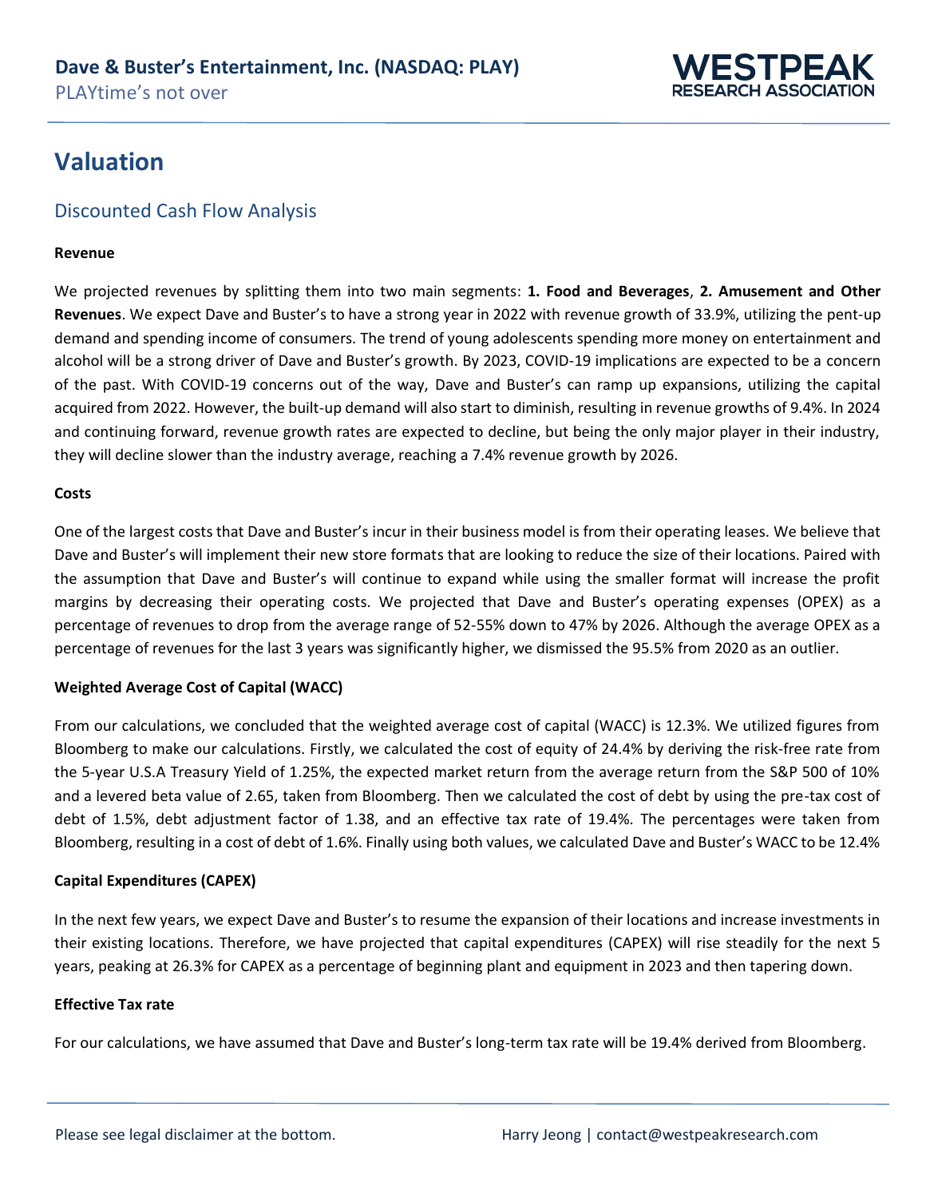# Valuation

## Discounted Cash Flow Analysis

**Revenue**

We projected revenues by splitting them into two main segments: **1. Food and Beverages**, **2. Amusement and Other Revenues**. We expect Dave and Buster's to have a strong year in 2022 with revenue growth of 33.9%, utilizing the pent-up demand and spending income of consumers. The trend of young adolescents spending more money on entertainment and alcohol will be a strong driver of Dave and Buster's growth. By 2023, COVID-19 implications are expected to be a concern of the past. With COVID-19 concerns out of the way, Dave and Buster's can ramp up expansions, utilizing the capital acquired from 2022. However, the built-up demand will also start to diminish, resulting in revenue growths of 9.4%. In 2024 and continuing forward, revenue growth rates are expected to decline, but being the only major player in their industry, they will decline slower than the industry average, reaching a 7.4% revenue growth by 2026.

**Costs**

One of the largest costs that Dave and Buster's incur in their business model is from their operating leases. We believe that Dave and Buster's will implement their new store formats that are looking to reduce the size of their locations. Paired with the assumption that Dave and Buster's will continue to expand while using the smaller format will increase the profit margins by decreasing their operating costs. We projected that Dave and Buster's operating expenses (OPEX) as a percentage of revenues to drop from the average range of 52-55% down to 47% by 2026. Although the average OPEX as a percentage of revenues for the last 3 years was significantly higher, we dismissed the 95.5% from 2020 as an outlier.

**Weighted Average Cost of Capital (WACC)**

From our calculations, we concluded that the weighted average cost of capital (WACC) is 12.3%. We utilized figures from Bloomberg to make our calculations. Firstly, we calculated the cost of equity of 24.4% by deriving the risk-free rate from the 5-year U.S.A Treasury Yield of 1.25%, the expected market return from the average return from the S&P 500 of 10% and a levered beta value of 2.65, taken from Bloomberg. Then we calculated the cost of debt by using the pre-tax cost of debt of 1.5%, debt adjustment factor of 1.38, and an effective tax rate of 19.4%. The percentages were taken from Bloomberg, resulting in a cost of debt of 1.6%. Finally using both values, we calculated Dave and Buster's WACC to be 12.4%

**Capital Expenditures (CAPEX)**

In the next few years, we expect Dave and Buster's to resume the expansion of their locations and increase investments in their existing locations. Therefore, we have projected that capital expenditures (CAPEX) will rise steadily for the next 5 years, peaking at 26.3% for CAPEX as a percentage of beginning plant and equipment in 2023 and then tapering down.

**Effective Tax rate**

For our calculations, we have assumed that Dave and Buster's long-term tax rate will be 19.4% derived from Bloomberg.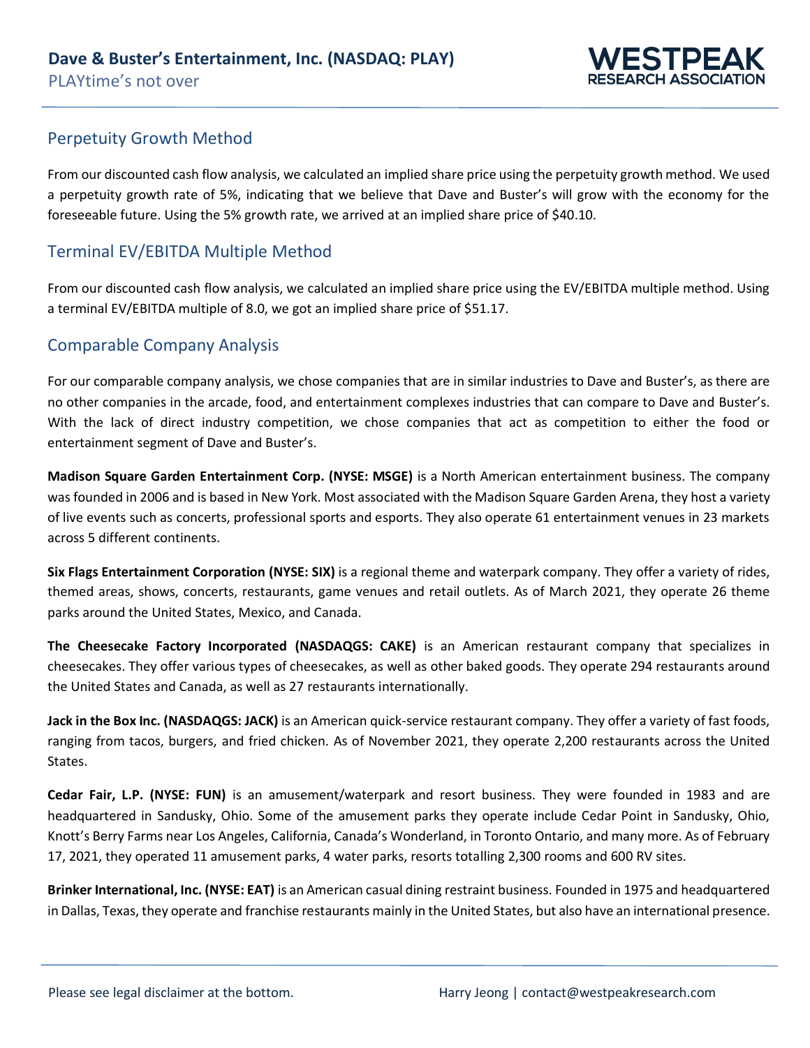## Perpetuity Growth Method

From our discounted cash flow analysis, we calculated an implied share price using the perpetuity growth method. We used a perpetuity growth rate of 5%, indicating that we believe that Dave and Buster's will grow with the economy for the foreseeable future. Using the 5% growth rate, we arrived at an implied share price of $40.10.

## Terminal EV/EBITDA Multiple Method

From our discounted cash flow analysis, we calculated an implied share price using the EV/EBITDA multiple method. Using a terminal EV/EBITDA multiple of 8.0, we got an implied share price of $51.17.

## Comparable Company Analysis

For our comparable company analysis, we chose companies that are in similar industries to Dave and Buster's, as there are no other companies in the arcade, food, and entertainment complexes industries that can compare to Dave and Buster's. With the lack of direct industry competition, we chose companies that act as competition to either the food or entertainment segment of Dave and Buster's.

**Madison Square Garden Entertainment Corp. (NYSE: MSGE)** is a North American entertainment business. The company was founded in 2006 and is based in New York. Most associated with the Madison Square Garden Arena, they host a variety of live events such as concerts, professional sports and esports. They also operate 61 entertainment venues in 23 markets across 5 different continents.

**Six Flags Entertainment Corporation (NYSE: SIX)** is a regional theme and waterpark company. They offer a variety of rides, themed areas, shows, concerts, restaurants, game venues and retail outlets. As of March 2021, they operate 26 theme parks around the United States, Mexico, and Canada.

**The Cheesecake Factory Incorporated (NASDAQGS: CAKE)** is an American restaurant company that specializes in cheesecakes. They offer various types of cheesecakes, as well as other baked goods. They operate 294 restaurants around the United States and Canada, as well as 27 restaurants internationally.

**Jack in the Box Inc. (NASDAQGS: JACK)** is an American quick-service restaurant company. They offer a variety of fast foods, ranging from tacos, burgers, and fried chicken. As of November 2021, they operate 2,200 restaurants across the United States.

**Cedar Fair, L.P. (NYSE: FUN)** is an amusement/waterpark and resort business. They were founded in 1983 and are headquartered in Sandusky, Ohio. Some of the amusement parks they operate include Cedar Point in Sandusky, Ohio, Knott's Berry Farms near Los Angeles, California, Canada's Wonderland, in Toronto Ontario, and many more. As of February 17, 2021, they operated 11 amusement parks, 4 water parks, resorts totalling 2,300 rooms and 600 RV sites.

**Brinker International, Inc. (NYSE: EAT)** is an American casual dining restraint business. Founded in 1975 and headquartered in Dallas, Texas, they operate and franchise restaurants mainly in the United States, but also have an international presence.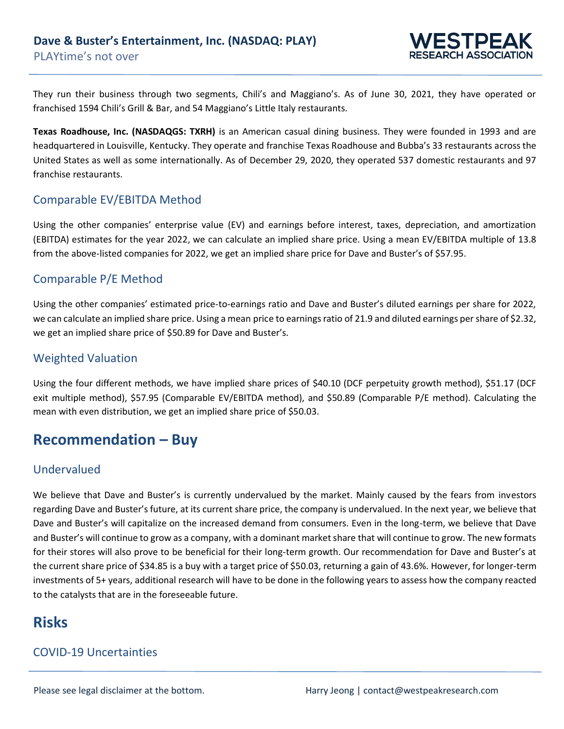They run their business through two segments, Chili's and Maggiano's. As of June 30, 2021, they have operated or franchised 1594 Chili's Grill & Bar, and 54 Maggiano's Little Italy restaurants.

**Texas Roadhouse, Inc. (NASDAQGS: TXRH)** is an American casual dining business. They were founded in 1993 and are headquartered in Louisville, Kentucky. They operate and franchise Texas Roadhouse and Bubba's 33 restaurants across the United States as well as some internationally. As of December 29, 2020, they operated 537 domestic restaurants and 97 franchise restaurants.

### Comparable EV/EBITDA Method

Using the other companies' enterprise value (EV) and earnings before interest, taxes, depreciation, and amortization (EBITDA) estimates for the year 2022, we can calculate an implied share price. Using a mean EV/EBITDA multiple of 13.8 from the above-listed companies for 2022, we get an implied share price for Dave and Buster's of $57.95.

### Comparable P/E Method

Using the other companies' estimated price-to-earnings ratio and Dave and Buster's diluted earnings per share for 2022, we can calculate an implied share price. Using a mean price to earnings ratio of 21.9 and diluted earnings per share of $2.32, we get an implied share price of $50.89 for Dave and Buster's.

### Weighted Valuation

Using the four different methods, we have implied share prices of $40.10 (DCF perpetuity growth method), $51.17 (DCF exit multiple method), $57.95 (Comparable EV/EBITDA method), and $50.89 (Comparable P/E method). Calculating the mean with even distribution, we get an implied share price of $50.03.

## Recommendation – Buy

### Undervalued

We believe that Dave and Buster's is currently undervalued by the market. Mainly caused by the fears from investors regarding Dave and Buster's future, at its current share price, the company is undervalued. In the next year, we believe that Dave and Buster's will capitalize on the increased demand from consumers. Even in the long-term, we believe that Dave and Buster's will continue to grow as a company, with a dominant market share that will continue to grow. The new formats for their stores will also prove to be beneficial for their long-term growth. Our recommendation for Dave and Buster's at the current share price of $34.85 is a buy with a target price of $50.03, returning a gain of 43.6%. However, for longer-term investments of 5+ years, additional research will have to be done in the following years to assess how the company reacted to the catalysts that are in the foreseeable future.

## Risks

### COVID-19 Uncertainties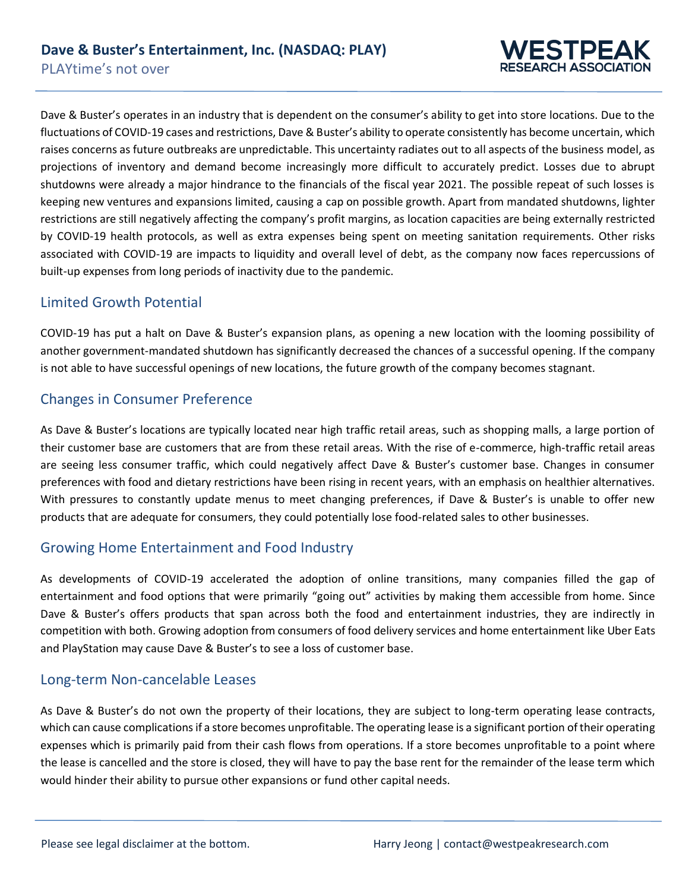Dave & Buster's operates in an industry that is dependent on the consumer's ability to get into store locations. Due to the fluctuations of COVID-19 cases and restrictions, Dave & Buster's ability to operate consistently has become uncertain, which raises concerns as future outbreaks are unpredictable. This uncertainty radiates out to all aspects of the business model, as projections of inventory and demand become increasingly more difficult to accurately predict. Losses due to abrupt shutdowns were already a major hindrance to the financials of the fiscal year 2021. The possible repeat of such losses is keeping new ventures and expansions limited, causing a cap on possible growth. Apart from mandated shutdowns, lighter restrictions are still negatively affecting the company's profit margins, as location capacities are being externally restricted by COVID-19 health protocols, as well as extra expenses being spent on meeting sanitation requirements. Other risks associated with COVID-19 are impacts to liquidity and overall level of debt, as the company now faces repercussions of built-up expenses from long periods of inactivity due to the pandemic.

## Limited Growth Potential

COVID-19 has put a halt on Dave & Buster's expansion plans, as opening a new location with the looming possibility of another government-mandated shutdown has significantly decreased the chances of a successful opening. If the company is not able to have successful openings of new locations, the future growth of the company becomes stagnant.

## Changes in Consumer Preference

As Dave & Buster's locations are typically located near high traffic retail areas, such as shopping malls, a large portion of their customer base are customers that are from these retail areas. With the rise of e-commerce, high-traffic retail areas are seeing less consumer traffic, which could negatively affect Dave & Buster's customer base. Changes in consumer preferences with food and dietary restrictions have been rising in recent years, with an emphasis on healthier alternatives. With pressures to constantly update menus to meet changing preferences, if Dave & Buster's is unable to offer new products that are adequate for consumers, they could potentially lose food-related sales to other businesses.

## Growing Home Entertainment and Food Industry

As developments of COVID-19 accelerated the adoption of online transitions, many companies filled the gap of entertainment and food options that were primarily "going out" activities by making them accessible from home. Since Dave & Buster's offers products that span across both the food and entertainment industries, they are indirectly in competition with both. Growing adoption from consumers of food delivery services and home entertainment like Uber Eats and PlayStation may cause Dave & Buster's to see a loss of customer base.

## Long-term Non-cancelable Leases

As Dave & Buster's do not own the property of their locations, they are subject to long-term operating lease contracts, which can cause complications if a store becomes unprofitable. The operating lease is a significant portion of their operating expenses which is primarily paid from their cash flows from operations. If a store becomes unprofitable to a point where the lease is cancelled and the store is closed, they will have to pay the base rent for the remainder of the lease term which would hinder their ability to pursue other expansions or fund other capital needs.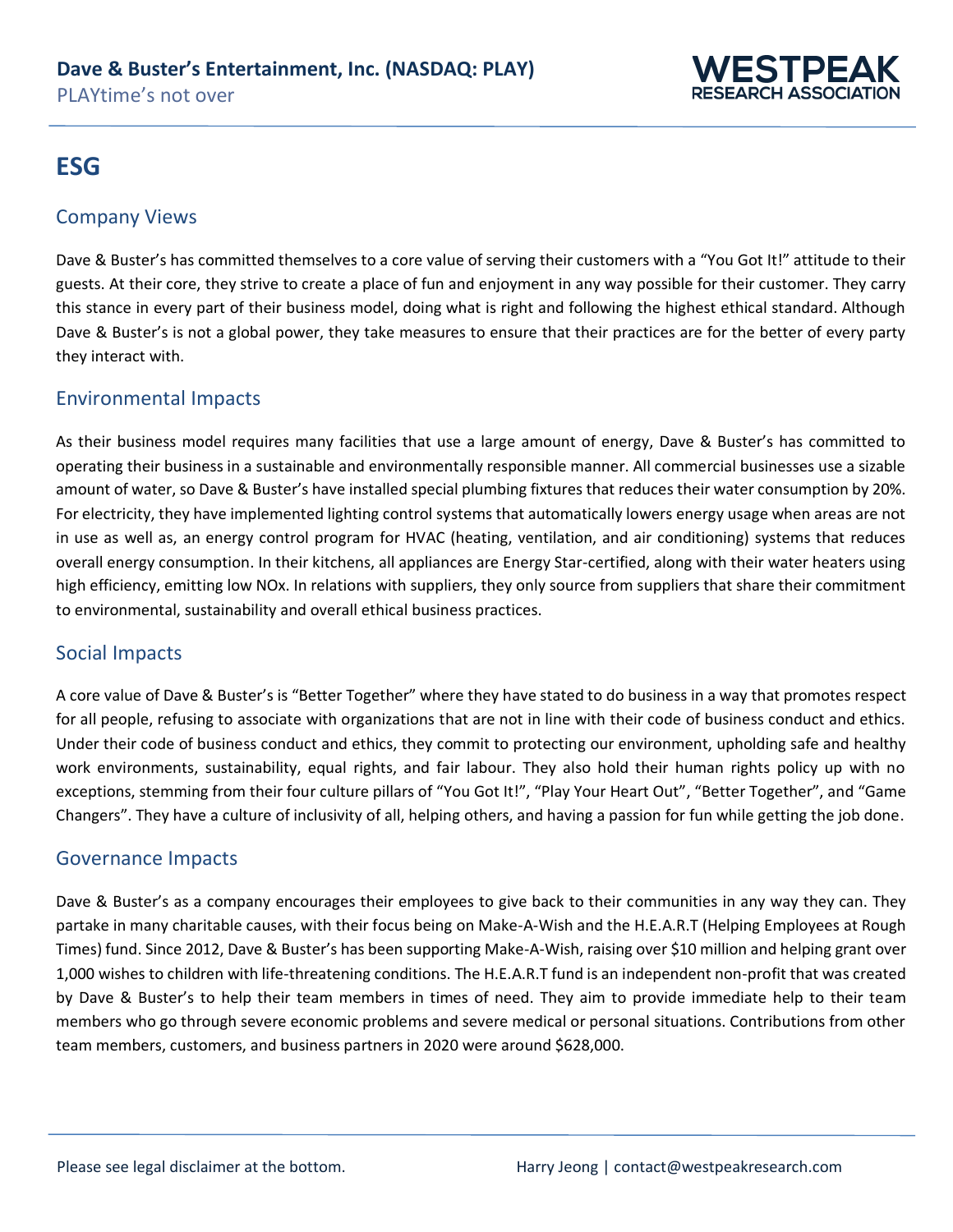# ESG

## Company Views

Dave & Buster's has committed themselves to a core value of serving their customers with a "You Got It!" attitude to their guests. At their core, they strive to create a place of fun and enjoyment in any way possible for their customer. They carry this stance in every part of their business model, doing what is right and following the highest ethical standard. Although Dave & Buster's is not a global power, they take measures to ensure that their practices are for the better of every party they interact with.

## Environmental Impacts

As their business model requires many facilities that use a large amount of energy, Dave & Buster's has committed to operating their business in a sustainable and environmentally responsible manner. All commercial businesses use a sizable amount of water, so Dave & Buster's have installed special plumbing fixtures that reduces their water consumption by 20%. For electricity, they have implemented lighting control systems that automatically lowers energy usage when areas are not in use as well as, an energy control program for HVAC (heating, ventilation, and air conditioning) systems that reduces overall energy consumption. In their kitchens, all appliances are Energy Star-certified, along with their water heaters using high efficiency, emitting low NOx. In relations with suppliers, they only source from suppliers that share their commitment to environmental, sustainability and overall ethical business practices.

## Social Impacts

A core value of Dave & Buster's is "Better Together" where they have stated to do business in a way that promotes respect for all people, refusing to associate with organizations that are not in line with their code of business conduct and ethics. Under their code of business conduct and ethics, they commit to protecting our environment, upholding safe and healthy work environments, sustainability, equal rights, and fair labour. They also hold their human rights policy up with no exceptions, stemming from their four culture pillars of "You Got It!", "Play Your Heart Out", "Better Together", and "Game Changers". They have a culture of inclusivity of all, helping others, and having a passion for fun while getting the job done.

## Governance Impacts

Dave & Buster's as a company encourages their employees to give back to their communities in any way they can. They partake in many charitable causes, with their focus being on Make-A-Wish and the H.E.A.R.T (Helping Employees at Rough Times) fund. Since 2012, Dave & Buster's has been supporting Make-A-Wish, raising over $10 million and helping grant over 1,000 wishes to children with life-threatening conditions. The H.E.A.R.T fund is an independent non-profit that was created by Dave & Buster's to help their team members in times of need. They aim to provide immediate help to their team members who go through severe economic problems and severe medical or personal situations. Contributions from other team members, customers, and business partners in 2020 were around $628,000.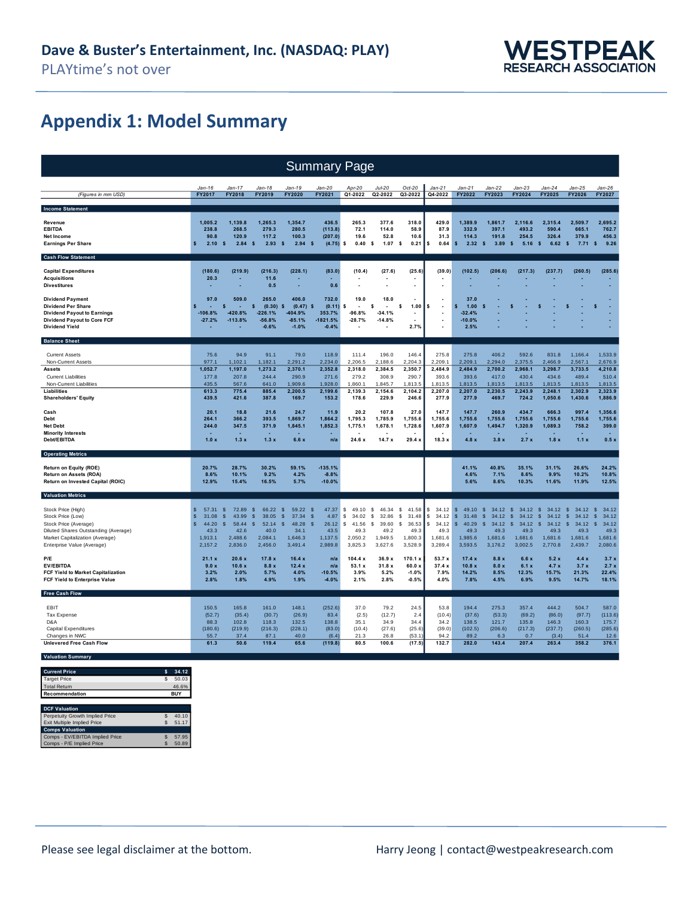## Appendix 1: Model Summary

### Summary Page

| (Figures in mm USD) | Jan-16 FY2017 | Jan-17 FY2018 | Jan-18 FY2019 | Jan-19 FY2020 | Jan-20 FY2021 | Apr-20 Q1-2022 | Jul-20 Q2-2022 | Oct-20 Q3-2022 | Jan-21 Q4-2022 | Jan-21 FY2022 | Jan-22 FY2023 | Jan-23 FY2024 | Jan-24 FY2025 | Jan-25 FY2026 | Jan-26 FY2027 |
|---|---|---|---|---|---|---|---|---|---|---|---|---|---|---|---|
| **Income Statement** | | | | | | | | | | | | | | | |
| **Revenue** | 1,005.2 | 1,139.8 | 1,265.3 | 1,354.7 | 436.5 | 265.3 | 377.6 | 318.0 | 429.0 | 1,389.9 | 1,861.7 | 2,116.6 | 2,315.4 | 2,509.7 | 2,695.2 |
| **EBITDA** | 238.8 | 268.5 | 279.3 | 280.5 | (113.8) | 72.1 | 114.0 | 58.9 | 87.9 | 332.9 | 397.1 | 493.2 | 590.4 | 665.1 | 762.7 |
| **Net Income** | 90.8 | 120.9 | 117.2 | 100.3 | (207.0) | 19.6 | 52.8 | 10.6 | 31.3 | 114.3 | 191.8 | 254.5 | 326.4 | 379.9 | 456.3 |
| **Earnings Per Share** | $ 2.10 | $ 2.84 | $ 2.93 | $ 2.94 | $ (4.75) | $ 0.40 | $ 1.07 | $ 0.21 | $ 0.64 | $ 2.32 | $ 3.89 | $ 5.16 | $ 6.62 | $ 7.71 | $ 9.26 |
| **Cash Flow Statement** | | | | | | | | | | | | | | | |
| **Capital Expenditures** | (180.6) | (219.9) | (216.3) | (228.1) | (83.0) | (10.4) | (27.6) | (25.6) | (39.0) | (102.5) | (206.6) | (217.3) | (237.7) | (260.5) | (285.6) |
| **Acquisitions** | 20.3 | - | 11.6 | - | - | - | - | - | - | - | - | - | - | - | - |
| **Divestitures** | - | - | 0.5 | - | 0.6 | - | - | - | - | - | - | - | - | - | - |
| **Dividend Payment** | 97.0 | 509.0 | 265.0 | 406.0 | 732.0 | 19.0 | 18.0 | - | - | 37.0 | - | - | - | - | - |
| **Dividend Per Share** | $ - | $ - | $ (0.30) | $ (0.47) | $ (0.11) | $ - | $ - | $ 1.00 | $ - | $ 1.00 | $ - | $ - | $ - | $ - | $ - |
| **Dividend Payout to Earnings** | -106.8% | -420.8% | -226.1% | -404.9% | 353.7% | -96.8% | -34.1% | - | - | -32.4% | - | - | - | - | - |
| **Dividend Payout to Core FCF** | -27.2% | -113.8% | -56.8% | -85.1% | -1821.5% | -28.7% | -14.8% | - | - | -10.0% | - | - | - | - | - |
| **Dividend Yield** | - | - | -0.6% | -1.0% | -0.4% | - | - | 2.7% | - | 2.5% | - | - | - | - | - |
| **Balance Sheet** | | | | | | | | | | | | | | | |
| Current Assets | 75.6 | 94.9 | 91.1 | 79.0 | 118.9 | 111.4 | 196.0 | 146.4 | 275.8 | 275.8 | 406.2 | 592.6 | 831.8 | 1,166.4 | 1,533.9 |
| Non-Current Assets | 977.1 | 1,102.1 | 1,182.1 | 2,291.2 | 2,234.0 | 2,206.5 | 2,188.6 | 2,204.3 | 2,209.1 | 2,209.1 | 2,294.0 | 2,375.5 | 2,466.9 | 2,567.1 | 2,676.9 |
| **Assets** | 1,052.7 | 1,197.0 | 1,273.2 | 2,370.1 | 2,352.8 | 2,318.0 | 2,384.5 | 2,350.7 | 2,484.9 | 2,484.9 | 2,700.2 | 2,968.1 | 3,298.7 | 3,733.5 | 4,210.8 |
| Current Liabilities | 177.8 | 207.8 | 244.4 | 290.9 | 271.6 | 279.2 | 308.9 | 290.7 | 393.6 | 393.6 | 417.0 | 430.4 | 434.6 | 489.4 | 510.4 |
| Non-Current Liabilities | 435.5 | 567.6 | 641.0 | 1,909.6 | 1,928.0 | 1,860.1 | 1,845.7 | 1,813.5 | 1,813.5 | 1,813.5 | 1,813.5 | 1,813.5 | 1,813.5 | 1,813.5 | 1,813.5 |
| **Liabilities** | 613.3 | 775.4 | 885.4 | 2,200.5 | 2,199.6 | 2,139.3 | 2,154.6 | 2,104.2 | 2,207.0 | 2,207.0 | 2,230.5 | 2,243.9 | 2,248.1 | 2,302.9 | 2,323.9 |
| **Shareholders' Equity** | 439.5 | 421.6 | 387.8 | 169.7 | 153.2 | 178.6 | 229.9 | 246.6 | 277.9 | 277.9 | 469.7 | 724.2 | 1,050.6 | 1,430.6 | 1,886.9 |
| **Cash** | 20.1 | 18.8 | 21.6 | 24.7 | 11.9 | 20.2 | 107.8 | 27.0 | 147.7 | 147.7 | 260.9 | 434.7 | 666.3 | 997.4 | 1,356.6 |
| **Debt** | 264.1 | 366.2 | 393.5 | 1,869.7 | 1,864.2 | 1,795.3 | 1,785.9 | 1,755.6 | 1,755.6 | 1,755.6 | 1,755.6 | 1,755.6 | 1,755.6 | 1,755.6 | 1,755.6 |
| **Net Debt** | 244.0 | 347.5 | 371.9 | 1,845.1 | 1,852.3 | 1,775.1 | 1,678.1 | 1,728.6 | 1,607.9 | 1,607.9 | 1,494.7 | 1,320.9 | 1,089.3 | 758.2 | 399.0 |
| **Minority Interests** | - | - | - | - | - | - | - | - | - | - | - | - | - | - | - |
| **Debt/EBITDA** | 1.0 x | 1.3 x | 1.3 x | 6.6 x | n/a | 24.6 x | 14.7 x | 29.4 x | 18.3 x | 4.8 x | 3.8 x | 2.7 x | 1.8 x | 1.1 x | 0.5 x |
| **Operating Metrics** | | | | | | | | | | | | | | | |
| **Return on Equity (ROE)** | 20.7% | 28.7% | 30.2% | 59.1% | -135.1% | | | | | 41.1% | 40.8% | 35.1% | 31.1% | 26.6% | 24.2% |
| **Return on Assets (ROA)** | 8.6% | 10.1% | 9.2% | 4.2% | -8.8% | | | | | 4.6% | 7.1% | 8.6% | 9.9% | 10.2% | 10.8% |
| **Return on Invested Capital (ROIC)** | 12.9% | 15.4% | 16.5% | 5.7% | -10.0% | | | | | 5.6% | 8.6% | 10.3% | 11.6% | 11.9% | 12.5% |
| **Valuation Metrics** | | | | | | | | | | | | | | | |
| Stock Price (High) | $ 57.31 | $ 72.89 | $ 66.22 | $ 59.22 | $ 47.37 | $ 49.10 | $ 46.34 | $ 41.58 | $ 34.12 | $ 49.10 | $ 34.12 | $ 34.12 | $ 34.12 | $ 34.12 | $ 34.12 |
| Stock Price (Low) | $ 31.08 | $ 43.99 | $ 38.05 | $ 37.34 | $ 4.87 | $ 34.02 | $ 32.86 | $ 31.48 | $ 34.12 | $ 31.48 | $ 34.12 | $ 34.12 | $ 34.12 | $ 34.12 | $ 34.12 |
| Stock Price (Average) | $ 44.20 | $ 58.44 | $ 52.14 | $ 48.28 | $ 26.12 | $ 41.56 | $ 39.60 | $ 36.53 | $ 34.12 | $ 40.29 | $ 34.12 | $ 34.12 | $ 34.12 | $ 34.12 | $ 34.12 |
| Diluted Shares Outstanding (Average) | 43.3 | 42.6 | 40.0 | 34.1 | 43.5 | 49.3 | 49.2 | 49.3 | 49.3 | 49.3 | 49.3 | 49.3 | 49.3 | 49.3 | 49.3 |
| Market Capitalization (Average) | 1,913.1 | 2,488.6 | 2,084.1 | 1,646.3 | 1,137.5 | 2,050.2 | 1,949.5 | 1,800.3 | 1,681.6 | 1,985.6 | 1,681.6 | 1,681.6 | 1,681.6 | 1,681.6 | 1,681.6 |
| Enterprise Value (Average) | 2,157.2 | 2,836.0 | 2,456.0 | 3,491.4 | 2,989.8 | 3,825.3 | 3,627.6 | 3,528.9 | 3,289.4 | 3,593.5 | 3,176.2 | 3,002.5 | 2,770.8 | 2,439.7 | 2,080.6 |
| **P/E** | 21.1 x | 20.6 x | 17.8 x | 16.4 x | n/a | 104.4 x | 36.9 x | 170.1 x | 53.7 x | 17.4 x | 8.8 x | 6.6 x | 5.2 x | 4.4 x | 3.7 x |
| **EV/EBITDA** | 9.0 x | 10.6 x | 8.8 x | 12.4 x | n/a | 53.1 x | 31.8 x | 60.0 x | 37.4 x | 10.8 x | 8.0 x | 6.1 x | 4.7 x | 3.7 x | 2.7 x |
| **FCF Yield to Market Capitalization** | 3.2% | 2.0% | 5.7% | 4.0% | -10.5% | 3.9% | 5.2% | -1.0% | 7.9% | 14.2% | 8.5% | 12.3% | 15.7% | 21.3% | 22.4% |
| **FCF Yield to Enterprise Value** | 2.8% | 1.8% | 4.9% | 1.9% | -4.0% | 2.1% | 2.8% | -0.5% | 4.0% | 7.8% | 4.5% | 6.9% | 9.5% | 14.7% | 18.1% |
| **Free Cash Flow** | | | | | | | | | | | | | | | |
| EBIT | 150.5 | 165.8 | 161.0 | 148.1 | (252.6) | 37.0 | 79.2 | 24.5 | 53.8 | 194.4 | 275.3 | 357.4 | 444.2 | 504.7 | 587.0 |
| Tax Expense | (52.7) | (35.4) | (30.7) | (26.9) | 83.4 | (2.5) | (12.7) | 2.4 | (10.4) | (37.6) | (53.3) | (69.2) | (86.0) | (97.7) | (113.6) |
| D&A | 88.3 | 102.8 | 118.3 | 132.5 | 138.8 | 35.1 | 34.9 | 34.4 | 34.2 | 138.5 | 121.7 | 135.8 | 146.3 | 160.3 | 175.7 |
| Capital Expenditures | (180.6) | (219.9) | (216.3) | (228.1) | (83.0) | (10.4) | (27.6) | (25.6) | (39.0) | (102.5) | (206.6) | (217.3) | (237.7) | (260.5) | (285.6) |
| Changes in NWC | 55.7 | 37.4 | 87.1 | 40.0 | (6.4) | 21.3 | 26.8 | (53.1) | 94.2 | 89.2 | 6.3 | 0.7 | (3.4) | 51.4 | 12.6 |
| **Unlevered Free Cash Flow** | 61.3 | 50.6 | 119.4 | 65.6 | (119.8) | 80.5 | 100.6 | (17.5) | 132.7 | 282.0 | 143.4 | 207.4 | 263.4 | 358.2 | 376.1 |

**Valuation Summary**

| **Current Price** | $ 34.12 |
|---|---|
| Target Price | $ 50.03 |
| Total Return | 46.6% |
| **Recommendation** | **BUY** |

| **DCF Valuation** | |
|---|---|
| Perpetuity Growth Implied Price | $ 40.10 |
| Exit Multiple Implied Price | $ 51.17 |
| **Comps Valuation** | |
| Comps - EV/EBITDA Implied Price | $ 57.95 |
| Comps - P/E Implied Price | $ 50.89 |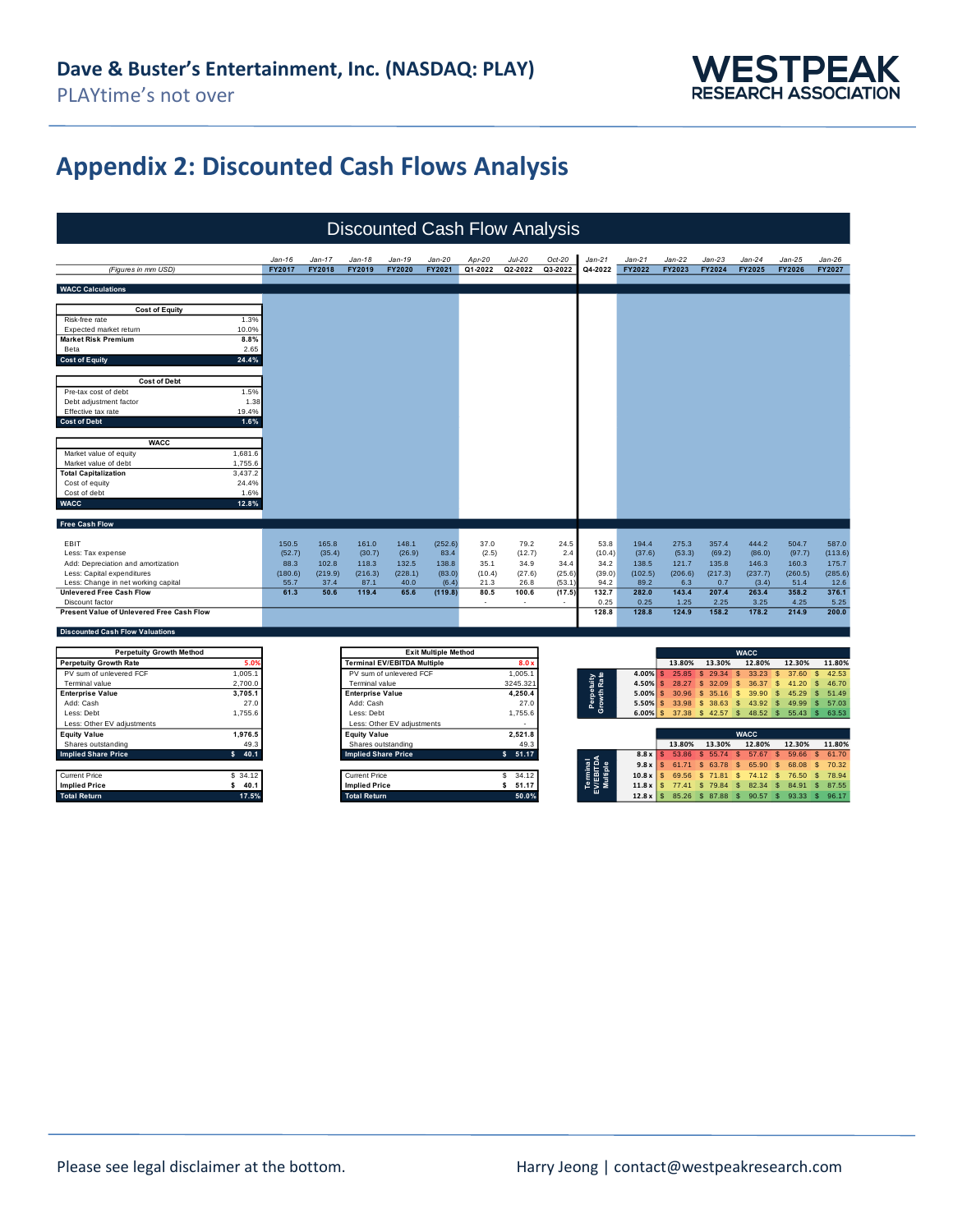## Appendix 2: Discounted Cash Flows Analysis

### Discounted Cash Flow Analysis

| *(Figures in mm USD)* | Jan-16 FY2017 | Jan-17 FY2018 | Jan-18 FY2019 | Jan-19 FY2020 | Jan-20 FY2021 | Apr-20 Q1-2022 | Jul-20 Q2-2022 | Oct-20 Q3-2022 | Jan-21 Q4-2022 | Jan-21 FY2022 | Jan-22 FY2023 | Jan-23 FY2024 | Jan-24 FY2025 | Jan-25 FY2026 | Jan-26 FY2027 |
|---|---|---|---|---|---|---|---|---|---|---|---|---|---|---|---|
| **Free Cash Flow** | | | | | | | | | | | | | | | |
| EBIT | 150.5 | 165.8 | 161.0 | 148.1 | (252.6) | 37.0 | 79.2 | 24.5 | 53.8 | 194.4 | 275.3 | 357.4 | 444.2 | 504.7 | 587.0 |
| Less: Tax expense | (52.7) | (35.4) | (30.7) | (26.9) | 83.4 | (2.5) | (12.7) | 2.4 | (10.4) | (37.6) | (53.3) | (69.2) | (86.0) | (97.7) | (113.6) |
| Add: Depreciation and amortization | 88.3 | 102.8 | 118.3 | 132.5 | 138.8 | 35.1 | 34.9 | 34.4 | 34.2 | 138.5 | 121.7 | 135.8 | 146.3 | 160.3 | 175.7 |
| Less: Capital expenditures | (180.6) | (219.9) | (216.3) | (228.1) | (83.0) | (10.4) | (27.6) | (25.6) | (39.0) | (102.5) | (206.6) | (217.3) | (237.7) | (260.5) | (285.6) |
| Less: Change in net working capital | 55.7 | 37.4 | 87.1 | 40.0 | (6.4) | 21.3 | 26.8 | (53.1) | 94.2 | 89.2 | 6.3 | 0.7 | (3.4) | 51.4 | 12.6 |
| **Unlevered Free Cash Flow** | **61.3** | **50.6** | **119.4** | **65.6** | **(119.8)** | **80.5** | **100.6** | **(17.5)** | **132.7** | **282.0** | **143.4** | **207.4** | **263.4** | **358.2** | **376.1** |
| Discount factor | | | | | | - | - | - | 0.25 | 0.25 | 1.25 | 2.25 | 3.25 | 4.25 | 5.25 |
| **Present Value of Unlevered Free Cash Flow** | | | | | | | | | **128.8** | **128.8** | **124.9** | **158.2** | **178.2** | **214.9** | **200.0** |

#### WACC Calculations

| Cost of Equity | |
|---|---|
| Risk-free rate | 1.3% |
| Expected market return | 10.0% |
| **Market Risk Premium** | **8.8%** |
| Beta | 2.65 |
| **Cost of Equity** | **24.4%** |

| Cost of Debt | |
|---|---|
| Pre-tax cost of debt | 1.5% |
| Debt adjustment factor | 1.38 |
| Effective tax rate | 19.4% |
| **Cost of Debt** | **1.6%** |

| WACC | |
|---|---|
| Market value of equity | 1,681.6 |
| Market value of debt | 1,755.6 |
| **Total Capitalization** | **3,437.2** |
| Cost of equity | 24.4% |
| Cost of debt | 1.6% |
| **WACC** | **12.8%** |

#### Discounted Cash Flow Valuations

| Perpetuity Growth Method | |
|---|---|
| **Perpetuity Growth Rate** | **5.0%** |
| PV sum of unlevered FCF | 1,005.1 |
| Terminal value | 2,700.0 |
| **Enterprise Value** | **3,705.1** |
| Add: Cash | 27.0 |
| Less: Debt | 1,755.6 |
| Less: Other EV adjustments | |
| **Equity Value** | **1,976.5** |
| Shares outstanding | 49.3 |
| **Implied Share Price** | **$ 40.1** |
| Current Price | $ 34.12 |
| **Implied Price** | **$ 40.1** |
| **Total Return** | **17.5%** |

| Exit Multiple Method | |
|---|---|
| **Terminal EV/EBITDA Multiple** | **8.0 x** |
| PV sum of unlevered FCF | 1,005.1 |
| Terminal value | 3245.321 |
| **Enterprise Value** | **4,250.4** |
| Add: Cash | 27.0 |
| Less: Debt | 1,755.6 |
| Less: Other EV adjustments | - |
| **Equity Value** | **2,521.8** |
| Shares outstanding | 49.3 |
| **Implied Share Price** | **$ 51.17** |
| Current Price | $ 34.12 |
| **Implied Price** | **$ 51.17** |
| **Total Return** | **50.0%** |

| Perpetuity Growth Rate \ WACC | 13.80% | 13.30% | 12.80% | 12.30% | 11.80% |
|---|---|---|---|---|---|
| 4.00% | $ 25.85 | $ 29.34 | $ 33.23 | $ 37.60 | $ 42.53 |
| 4.50% | $ 28.27 | $ 32.09 | $ 36.37 | $ 41.20 | $ 46.70 |
| 5.00% | $ 30.96 | $ 35.16 | $ 39.90 | $ 45.29 | $ 51.49 |
| 5.50% | $ 33.98 | $ 38.63 | $ 43.92 | $ 49.99 | $ 57.03 |
| 6.00% | $ 37.38 | $ 42.57 | $ 48.52 | $ 55.43 | $ 63.53 |

| Terminal EV/EBITDA Multiple \ WACC | 13.80% | 13.30% | 12.80% | 12.30% | 11.80% |
|---|---|---|---|---|---|
| 8.8 x | $ 53.86 | $ 55.74 | $ 57.67 | $ 59.66 | $ 61.70 |
| 9.8 x | $ 61.71 | $ 63.78 | $ 65.90 | $ 68.08 | $ 70.32 |
| 10.8 x | $ 69.56 | $ 71.81 | $ 74.12 | $ 76.50 | $ 78.94 |
| 11.8 x | $ 77.41 | $ 79.84 | $ 82.34 | $ 84.91 | $ 87.55 |
| 12.8 x | $ 85.26 | $ 87.88 | $ 90.57 | $ 93.33 | $ 96.17 |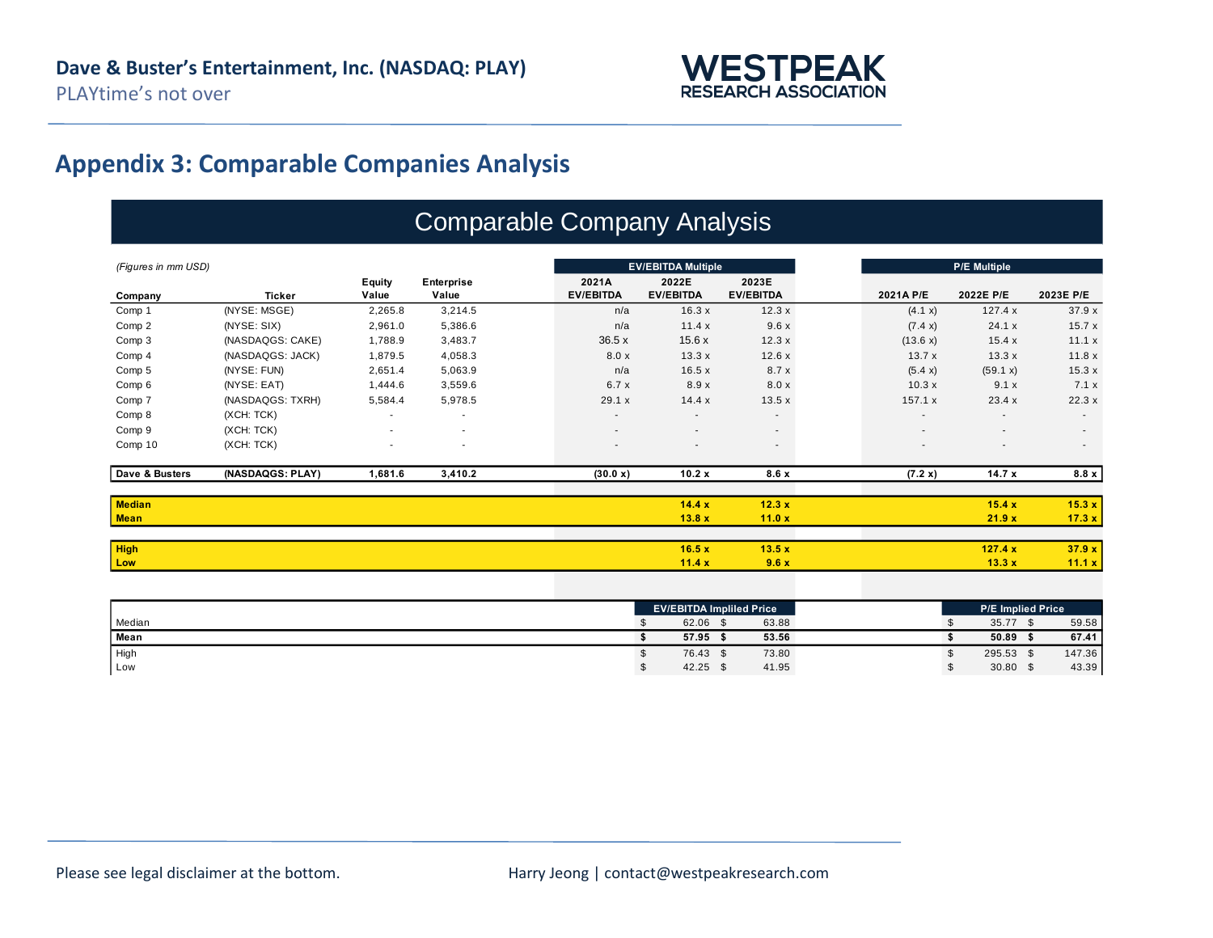## Appendix 3: Comparable Companies Analysis

### Comparable Company Analysis

*(Figures in mm USD)*

| Company | Ticker | Equity Value | Enterprise Value | 2021A EV/EBITDA | 2022E EV/EBITDA | 2023E EV/EBITDA | 2021A P/E | 2022E P/E | 2023E P/E |
|---|---|---|---|---|---|---|---|---|---|
| | | | | EV/EBITDA Multiple | | | P/E Multiple | | |
| Comp 1 | (NYSE: MSGE) | 2,265.8 | 3,214.5 | n/a | 16.3 x | 12.3 x | (4.1 x) | 127.4 x | 37.9 x |
| Comp 2 | (NYSE: SIX) | 2,961.0 | 5,386.6 | n/a | 11.4 x | 9.6 x | (7.4 x) | 24.1 x | 15.7 x |
| Comp 3 | (NASDAQGS: CAKE) | 1,788.9 | 3,483.7 | 36.5 x | 15.6 x | 12.3 x | (13.6 x) | 15.4 x | 11.1 x |
| Comp 4 | (NASDAQGS: JACK) | 1,879.5 | 4,058.3 | 8.0 x | 13.3 x | 12.6 x | 13.7 x | 13.3 x | 11.8 x |
| Comp 5 | (NYSE: FUN) | 2,651.4 | 5,063.9 | n/a | 16.5 x | 8.7 x | (5.4 x) | (59.1 x) | 15.3 x |
| Comp 6 | (NYSE: EAT) | 1,444.6 | 3,559.6 | 6.7 x | 8.9 x | 8.0 x | 10.3 x | 9.1 x | 7.1 x |
| Comp 7 | (NASDAQGS: TXRH) | 5,584.4 | 5,978.5 | 29.1 x | 14.4 x | 13.5 x | 157.1 x | 23.4 x | 22.3 x |
| Comp 8 | (XCH: TCK) | - | - | - | - | - | - | - | - |
| Comp 9 | (XCH: TCK) | - | - | - | - | - | - | - | - |
| Comp 10 | (XCH: TCK) | - | - | - | - | - | - | - | - |
| **Dave & Busters** | **(NASDAQGS: PLAY)** | **1,681.6** | **3,410.2** | **(30.0 x)** | **10.2 x** | **8.6 x** | **(7.2 x)** | **14.7 x** | **8.8 x** |
| **Median** | | | | | **14.4 x** | **12.3 x** | | **15.4 x** | **15.3 x** |
| **Mean** | | | | | **13.8 x** | **11.0 x** | | **21.9 x** | **17.3 x** |
| **High** | | | | | **16.5 x** | **13.5 x** | | **127.4 x** | **37.9 x** |
| **Low** | | | | | **11.4 x** | **9.6 x** | | **13.3 x** | **11.1 x** |

| | EV/EBITDA Implied Price (2022E) | EV/EBITDA Implied Price (2023E) | P/E Implied Price (2022E) | P/E Implied Price (2023E) |
|---|---|---|---|---|
| Median | $ 62.06 | $ 63.88 | $ 35.77 | $ 59.58 |
| **Mean** | **$ 57.95** | **$ 53.56** | **$ 50.89** | **$ 67.41** |
| High | $ 76.43 | $ 73.80 | $ 295.53 | $ 147.36 |
| Low | $ 42.25 | $ 41.95 | $ 30.80 | $ 43.39 |

Please see legal disclaimer at the bottom.

Harry Jeong | contact@westpeakresearch.com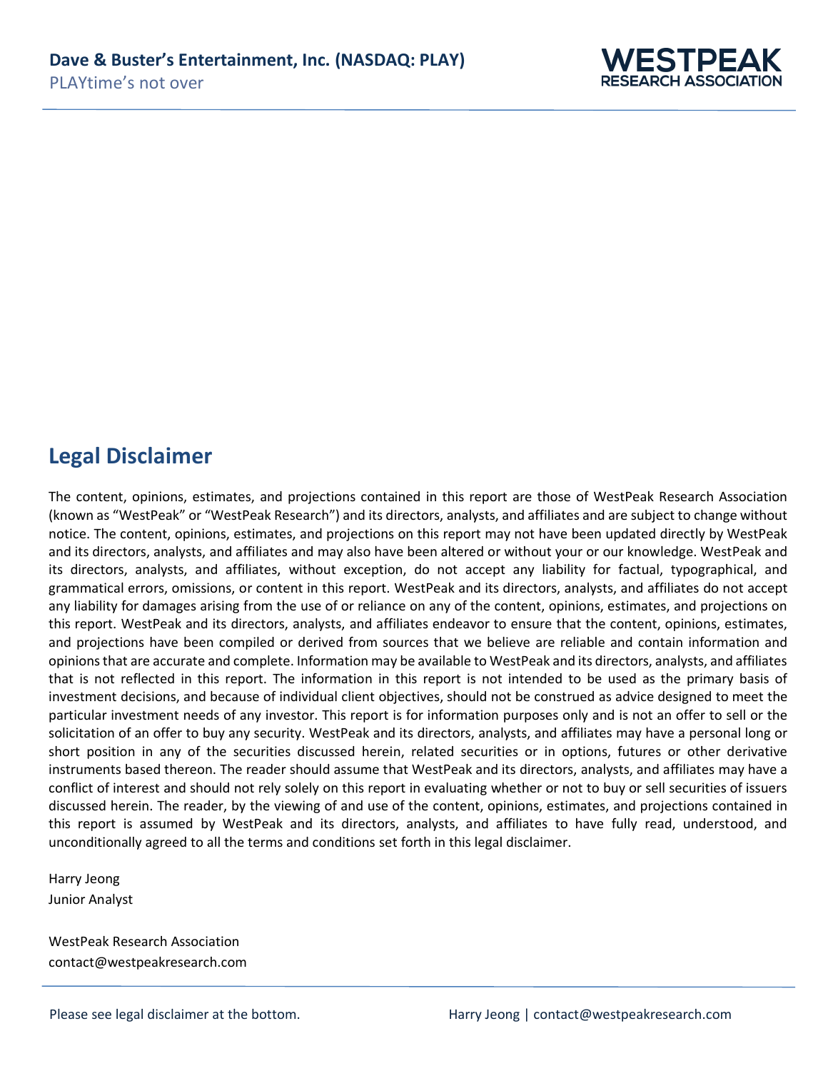## Legal Disclaimer

The content, opinions, estimates, and projections contained in this report are those of WestPeak Research Association (known as "WestPeak" or "WestPeak Research") and its directors, analysts, and affiliates and are subject to change without notice. The content, opinions, estimates, and projections on this report may not have been updated directly by WestPeak and its directors, analysts, and affiliates and may also have been altered or without your or our knowledge. WestPeak and its directors, analysts, and affiliates, without exception, do not accept any liability for factual, typographical, and grammatical errors, omissions, or content in this report. WestPeak and its directors, analysts, and affiliates do not accept any liability for damages arising from the use of or reliance on any of the content, opinions, estimates, and projections on this report. WestPeak and its directors, analysts, and affiliates endeavor to ensure that the content, opinions, estimates, and projections have been compiled or derived from sources that we believe are reliable and contain information and opinions that are accurate and complete. Information may be available to WestPeak and its directors, analysts, and affiliates that is not reflected in this report. The information in this report is not intended to be used as the primary basis of investment decisions, and because of individual client objectives, should not be construed as advice designed to meet the particular investment needs of any investor. This report is for information purposes only and is not an offer to sell or the solicitation of an offer to buy any security. WestPeak and its directors, analysts, and affiliates may have a personal long or short position in any of the securities discussed herein, related securities or in options, futures or other derivative instruments based thereon. The reader should assume that WestPeak and its directors, analysts, and affiliates may have a conflict of interest and should not rely solely on this report in evaluating whether or not to buy or sell securities of issuers discussed herein. The reader, by the viewing of and use of the content, opinions, estimates, and projections contained in this report is assumed by WestPeak and its directors, analysts, and affiliates to have fully read, understood, and unconditionally agreed to all the terms and conditions set forth in this legal disclaimer.

Harry Jeong
Junior Analyst

WestPeak Research Association
contact@westpeakresearch.com